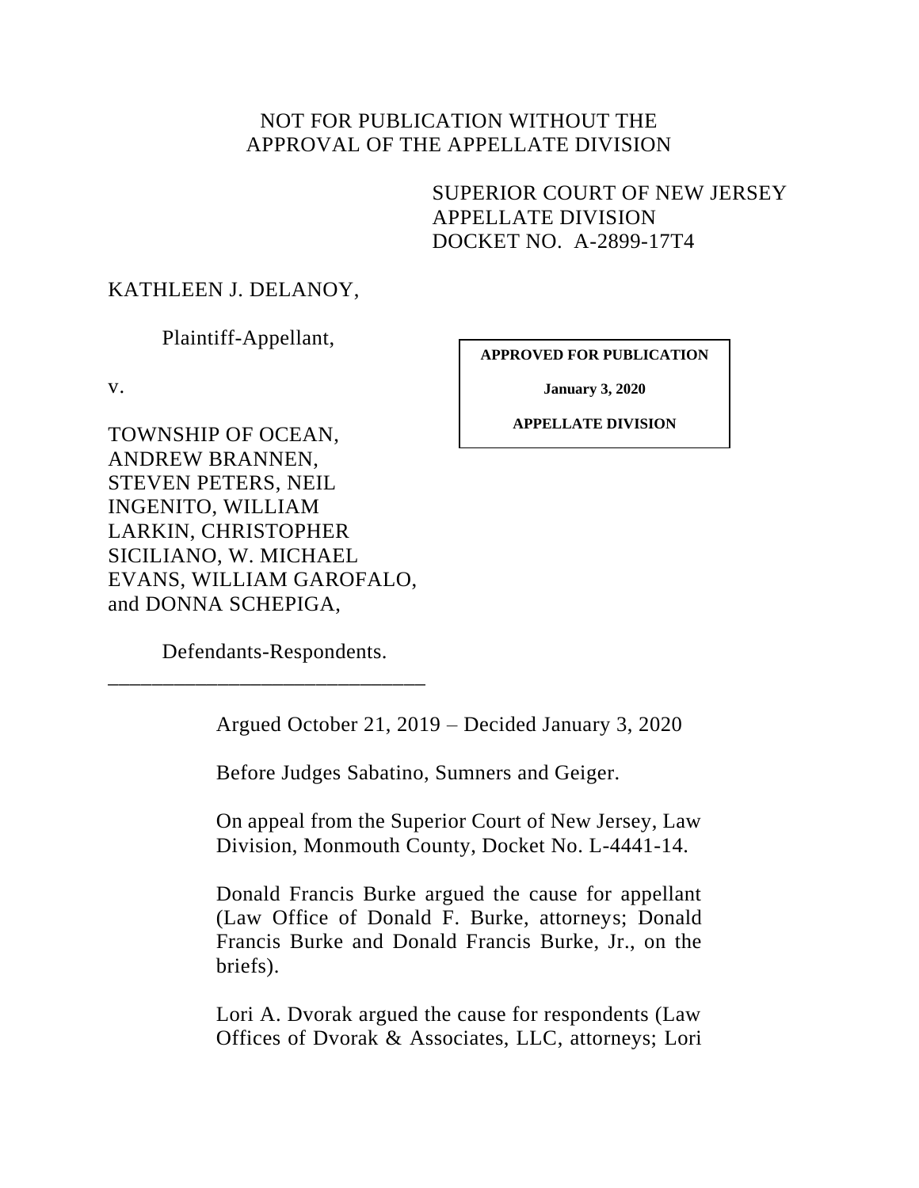NOT FOR PUBLICATION WITHOUT THE APPROVAL OF THE APPELLATE DIVISION

SUPERIOR COURT OF NEW JERSEY
APPELLATE DIVISION
DOCKET NO. A-2899-17T4

KATHLEEN J. DELANOY,

Plaintiff-Appellant,

v.

TOWNSHIP OF OCEAN, ANDREW BRANNEN, STEVEN PETERS, NEIL INGENITO, WILLIAM LARKIN, CHRISTOPHER SICILIANO, W. MICHAEL EVANS, WILLIAM GAROFALO, and DONNA SCHEPIGA,

Defendants-Respondents.

**APPROVED FOR PUBLICATION**

**January 3, 2020**

**APPELLATE DIVISION**

---

Argued October 21, 2019 – Decided January 3, 2020

Before Judges Sabatino, Sumners and Geiger.

On appeal from the Superior Court of New Jersey, Law Division, Monmouth County, Docket No. L-4441-14.

Donald Francis Burke argued the cause for appellant (Law Office of Donald F. Burke, attorneys; Donald Francis Burke and Donald Francis Burke, Jr., on the briefs).

Lori A. Dvorak argued the cause for respondents (Law Offices of Dvorak & Associates, LLC, attorneys; Lori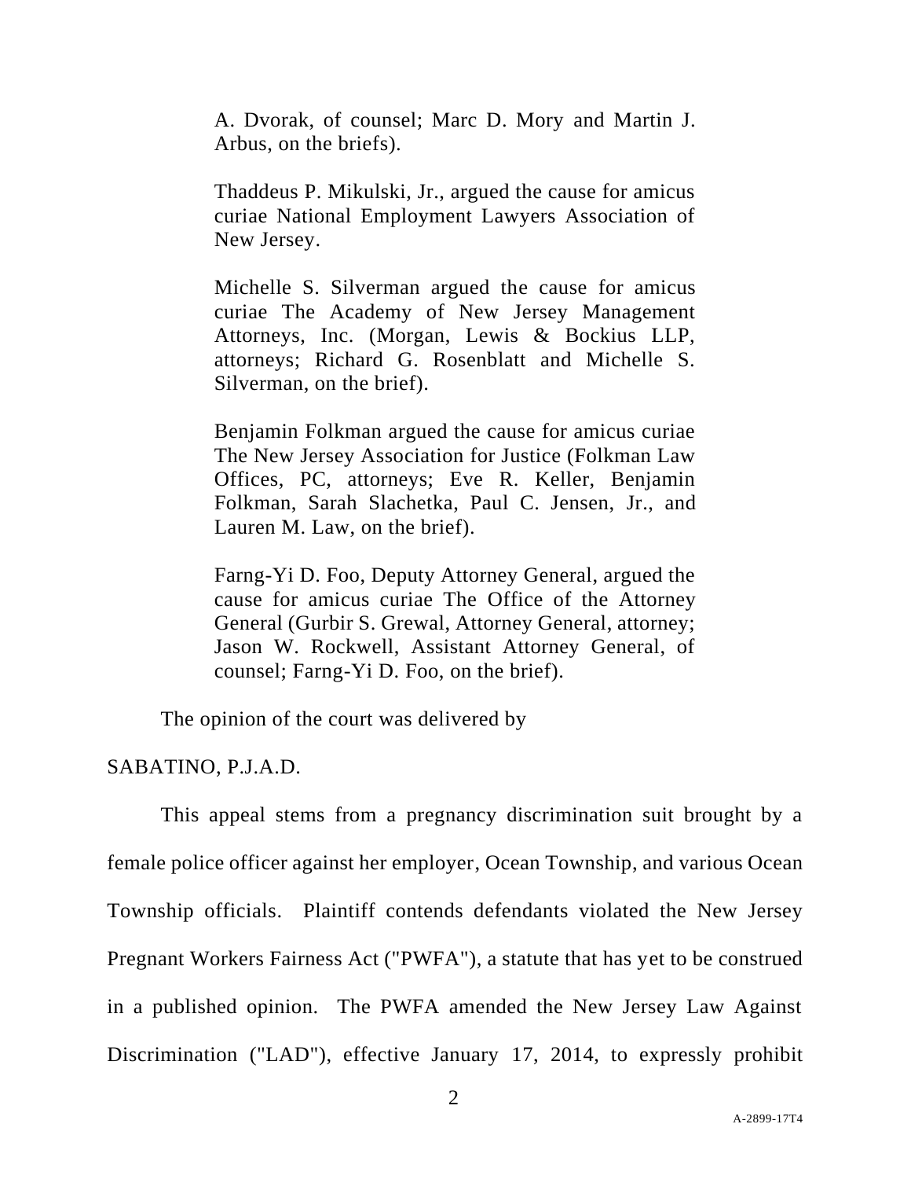A. Dvorak, of counsel; Marc D. Mory and Martin J. Arbus, on the briefs).

Thaddeus P. Mikulski, Jr., argued the cause for amicus curiae National Employment Lawyers Association of New Jersey.

Michelle S. Silverman argued the cause for amicus curiae The Academy of New Jersey Management Attorneys, Inc. (Morgan, Lewis & Bockius LLP, attorneys; Richard G. Rosenblatt and Michelle S. Silverman, on the brief).

Benjamin Folkman argued the cause for amicus curiae The New Jersey Association for Justice (Folkman Law Offices, PC, attorneys; Eve R. Keller, Benjamin Folkman, Sarah Slachetka, Paul C. Jensen, Jr., and Lauren M. Law, on the brief).

Farng-Yi D. Foo, Deputy Attorney General, argued the cause for amicus curiae The Office of the Attorney General (Gurbir S. Grewal, Attorney General, attorney; Jason W. Rockwell, Assistant Attorney General, of counsel; Farng-Yi D. Foo, on the brief).

The opinion of the court was delivered by

SABATINO, P.J.A.D.

This appeal stems from a pregnancy discrimination suit brought by a female police officer against her employer, Ocean Township, and various Ocean Township officials. Plaintiff contends defendants violated the New Jersey Pregnant Workers Fairness Act ("PWFA"), a statute that has yet to be construed in a published opinion. The PWFA amended the New Jersey Law Against Discrimination ("LAD"), effective January 17, 2014, to expressly prohibit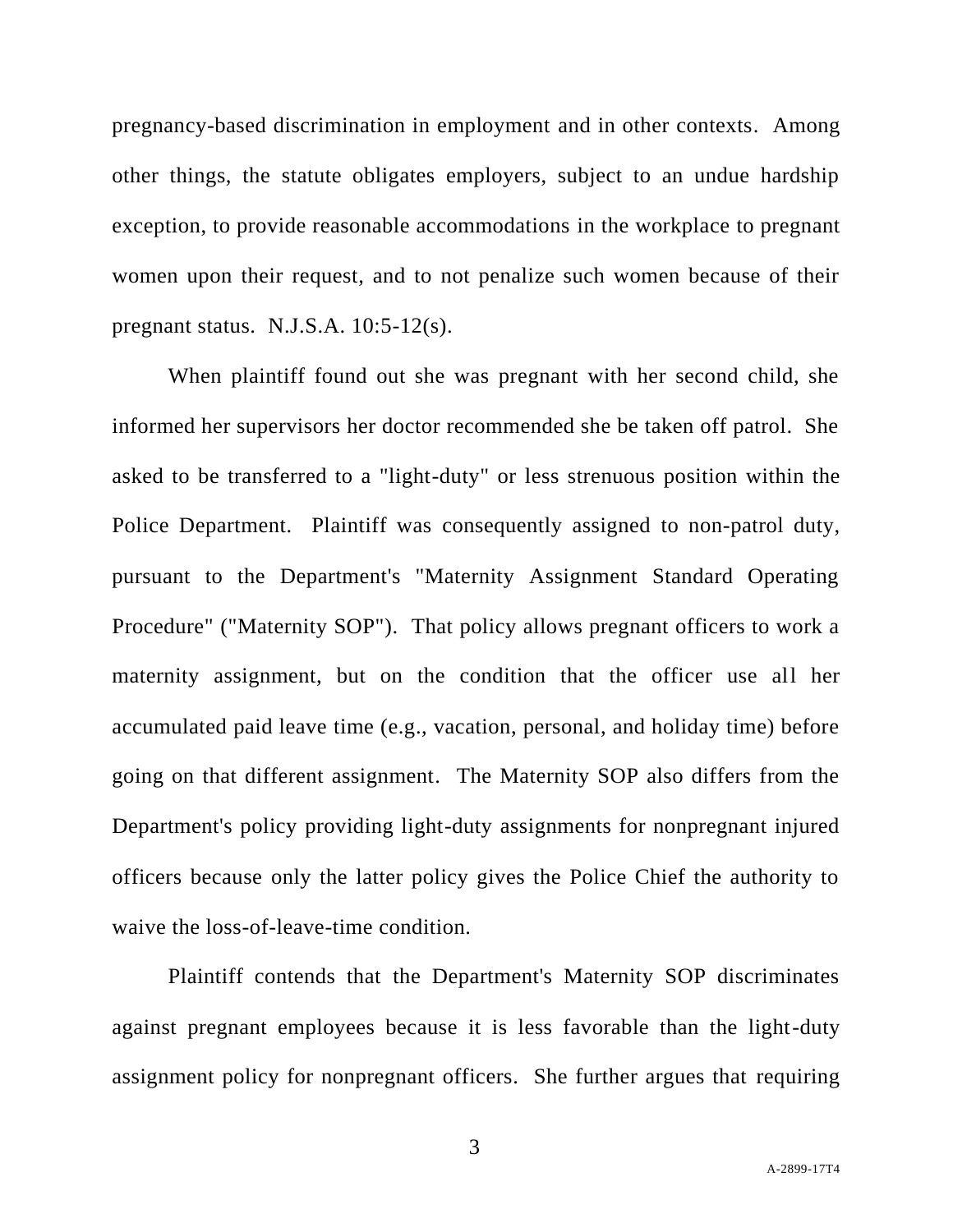pregnancy-based discrimination in employment and in other contexts. Among other things, the statute obligates employers, subject to an undue hardship exception, to provide reasonable accommodations in the workplace to pregnant women upon their request, and to not penalize such women because of their pregnant status. N.J.S.A. 10:5-12(s).

When plaintiff found out she was pregnant with her second child, she informed her supervisors her doctor recommended she be taken off patrol. She asked to be transferred to a "light-duty" or less strenuous position within the Police Department. Plaintiff was consequently assigned to non-patrol duty, pursuant to the Department's "Maternity Assignment Standard Operating Procedure" ("Maternity SOP"). That policy allows pregnant officers to work a maternity assignment, but on the condition that the officer use all her accumulated paid leave time (e.g., vacation, personal, and holiday time) before going on that different assignment. The Maternity SOP also differs from the Department's policy providing light-duty assignments for nonpregnant injured officers because only the latter policy gives the Police Chief the authority to waive the loss-of-leave-time condition.

Plaintiff contends that the Department's Maternity SOP discriminates against pregnant employees because it is less favorable than the light-duty assignment policy for nonpregnant officers. She further argues that requiring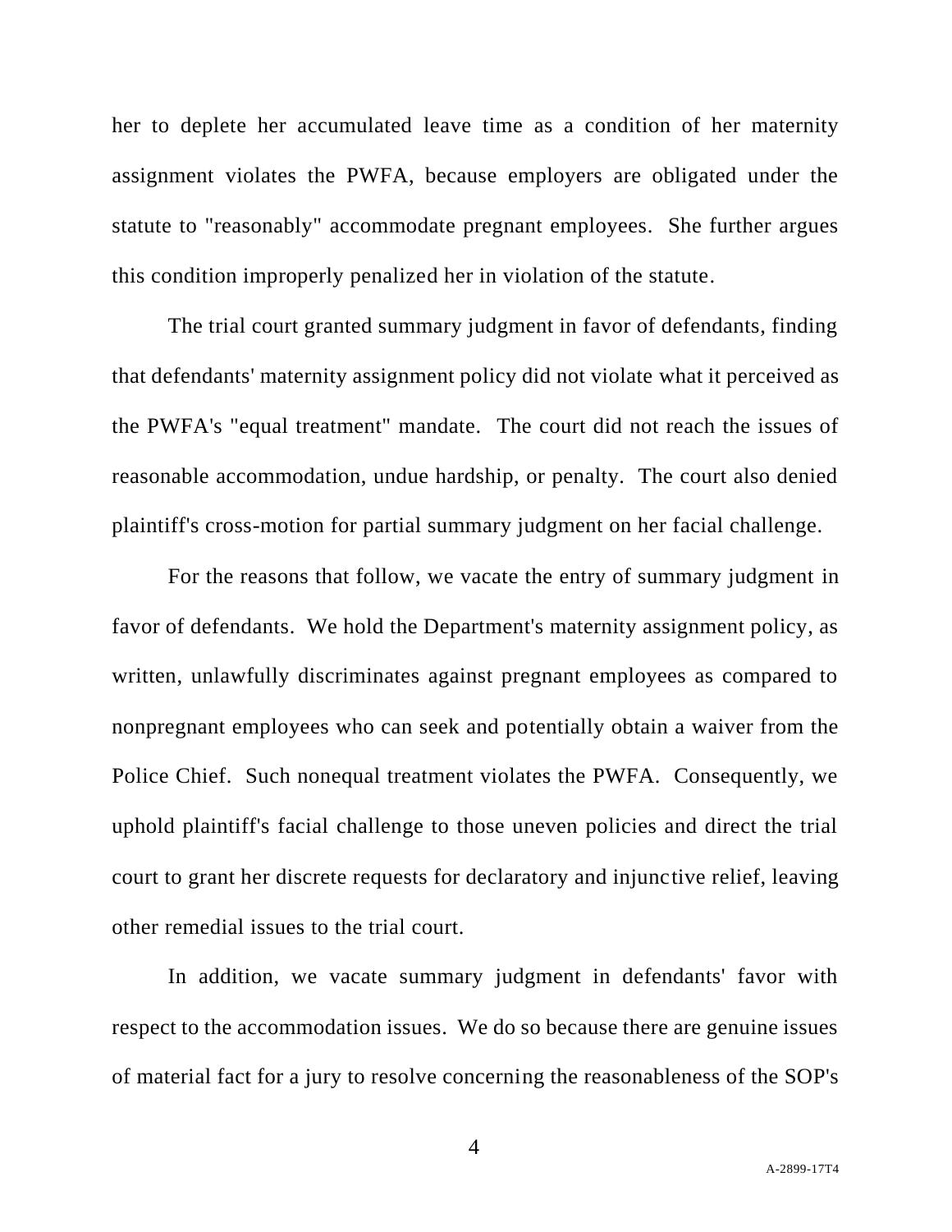her to deplete her accumulated leave time as a condition of her maternity assignment violates the PWFA, because employers are obligated under the statute to "reasonably" accommodate pregnant employees. She further argues this condition improperly penalized her in violation of the statute.

The trial court granted summary judgment in favor of defendants, finding that defendants' maternity assignment policy did not violate what it perceived as the PWFA's "equal treatment" mandate. The court did not reach the issues of reasonable accommodation, undue hardship, or penalty. The court also denied plaintiff's cross-motion for partial summary judgment on her facial challenge.

For the reasons that follow, we vacate the entry of summary judgment in favor of defendants. We hold the Department's maternity assignment policy, as written, unlawfully discriminates against pregnant employees as compared to nonpregnant employees who can seek and potentially obtain a waiver from the Police Chief. Such nonequal treatment violates the PWFA. Consequently, we uphold plaintiff's facial challenge to those uneven policies and direct the trial court to grant her discrete requests for declaratory and injunctive relief, leaving other remedial issues to the trial court.

In addition, we vacate summary judgment in defendants' favor with respect to the accommodation issues. We do so because there are genuine issues of material fact for a jury to resolve concerning the reasonableness of the SOP's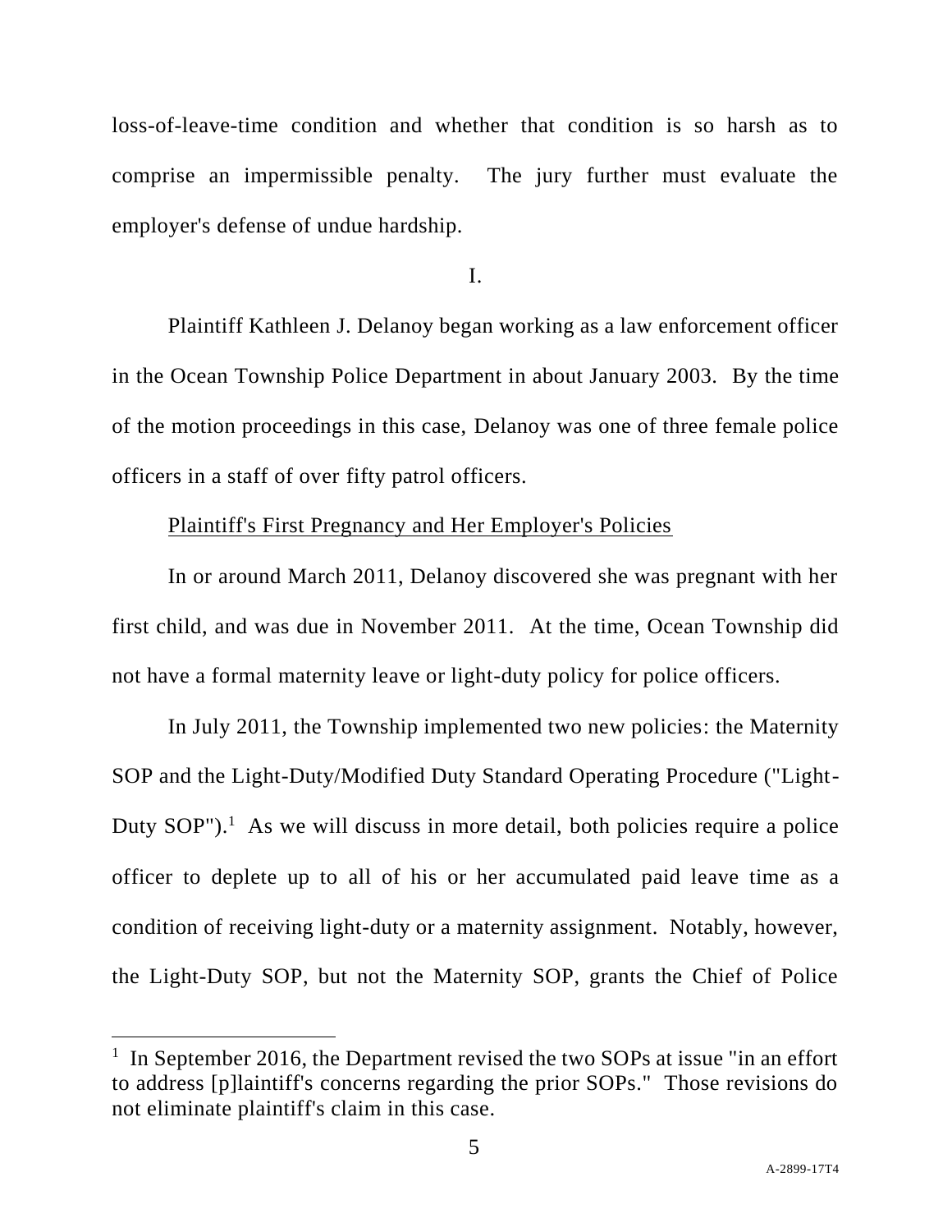loss-of-leave-time condition and whether that condition is so harsh as to comprise an impermissible penalty. The jury further must evaluate the employer's defense of undue hardship.

I.

Plaintiff Kathleen J. Delanoy began working as a law enforcement officer in the Ocean Township Police Department in about January 2003. By the time of the motion proceedings in this case, Delanoy was one of three female police officers in a staff of over fifty patrol officers.

Plaintiff's First Pregnancy and Her Employer's Policies

In or around March 2011, Delanoy discovered she was pregnant with her first child, and was due in November 2011. At the time, Ocean Township did not have a formal maternity leave or light-duty policy for police officers.

In July 2011, the Township implemented two new policies: the Maternity SOP and the Light-Duty/Modified Duty Standard Operating Procedure ("Light-Duty SOP").[1] As we will discuss in more detail, both policies require a police officer to deplete up to all of his or her accumulated paid leave time as a condition of receiving light-duty or a maternity assignment. Notably, however, the Light-Duty SOP, but not the Maternity SOP, grants the Chief of Police

[1] In September 2016, the Department revised the two SOPs at issue "in an effort to address [p]laintiff's concerns regarding the prior SOPs." Those revisions do not eliminate plaintiff's claim in this case.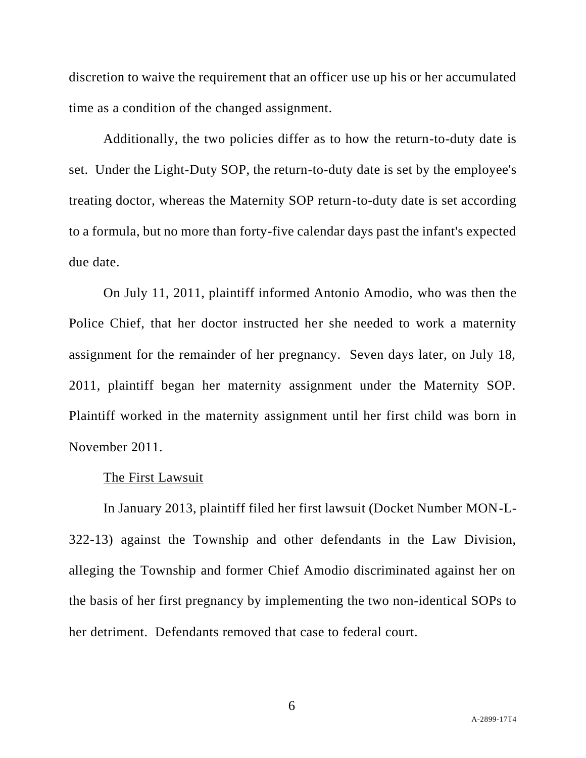discretion to waive the requirement that an officer use up his or her accumulated time as a condition of the changed assignment.

Additionally, the two policies differ as to how the return-to-duty date is set. Under the Light-Duty SOP, the return-to-duty date is set by the employee's treating doctor, whereas the Maternity SOP return-to-duty date is set according to a formula, but no more than forty-five calendar days past the infant's expected due date.

On July 11, 2011, plaintiff informed Antonio Amodio, who was then the Police Chief, that her doctor instructed her she needed to work a maternity assignment for the remainder of her pregnancy. Seven days later, on July 18, 2011, plaintiff began her maternity assignment under the Maternity SOP. Plaintiff worked in the maternity assignment until her first child was born in November 2011.

<u>The First Lawsuit</u>

In January 2013, plaintiff filed her first lawsuit (Docket Number MON-L-322-13) against the Township and other defendants in the Law Division, alleging the Township and former Chief Amodio discriminated against her on the basis of her first pregnancy by implementing the two non-identical SOPs to her detriment. Defendants removed that case to federal court.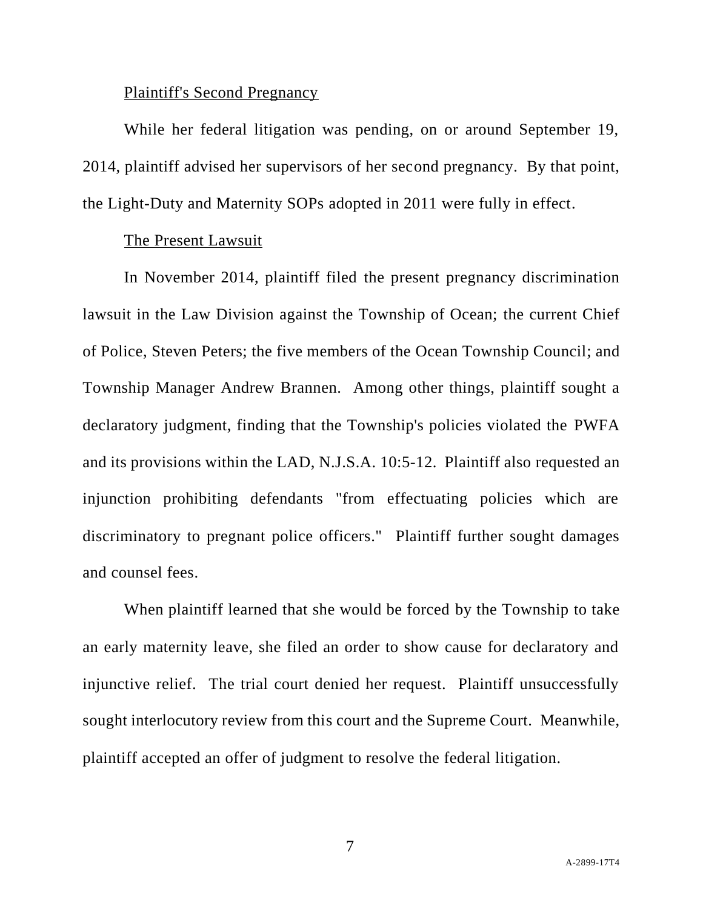Plaintiff's Second Pregnancy

While her federal litigation was pending, on or around September 19, 2014, plaintiff advised her supervisors of her second pregnancy. By that point, the Light-Duty and Maternity SOPs adopted in 2011 were fully in effect.

The Present Lawsuit

In November 2014, plaintiff filed the present pregnancy discrimination lawsuit in the Law Division against the Township of Ocean; the current Chief of Police, Steven Peters; the five members of the Ocean Township Council; and Township Manager Andrew Brannen. Among other things, plaintiff sought a declaratory judgment, finding that the Township's policies violated the PWFA and its provisions within the LAD, N.J.S.A. 10:5-12. Plaintiff also requested an injunction prohibiting defendants "from effectuating policies which are discriminatory to pregnant police officers." Plaintiff further sought damages and counsel fees.

When plaintiff learned that she would be forced by the Township to take an early maternity leave, she filed an order to show cause for declaratory and injunctive relief. The trial court denied her request. Plaintiff unsuccessfully sought interlocutory review from this court and the Supreme Court. Meanwhile, plaintiff accepted an offer of judgment to resolve the federal litigation.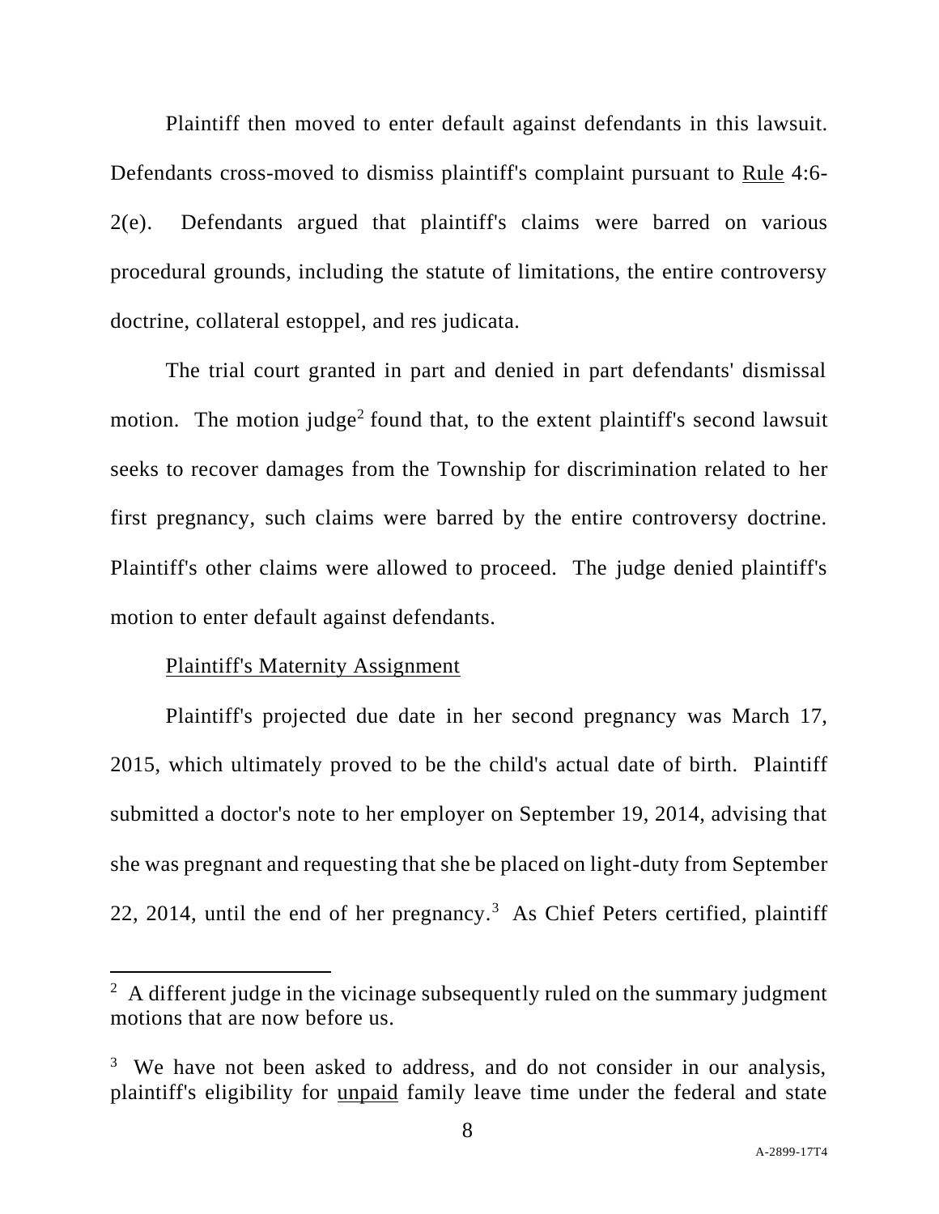Plaintiff then moved to enter default against defendants in this lawsuit. Defendants cross-moved to dismiss plaintiff's complaint pursuant to Rule 4:6-2(e). Defendants argued that plaintiff's claims were barred on various procedural grounds, including the statute of limitations, the entire controversy doctrine, collateral estoppel, and res judicata.

The trial court granted in part and denied in part defendants' dismissal motion. The motion judge[2] found that, to the extent plaintiff's second lawsuit seeks to recover damages from the Township for discrimination related to her first pregnancy, such claims were barred by the entire controversy doctrine. Plaintiff's other claims were allowed to proceed. The judge denied plaintiff's motion to enter default against defendants.

Plaintiff's Maternity Assignment

Plaintiff's projected due date in her second pregnancy was March 17, 2015, which ultimately proved to be the child's actual date of birth. Plaintiff submitted a doctor's note to her employer on September 19, 2014, advising that she was pregnant and requesting that she be placed on light-duty from September 22, 2014, until the end of her pregnancy.[3] As Chief Peters certified, plaintiff

---

[2] A different judge in the vicinage subsequently ruled on the summary judgment motions that are now before us.

[3] We have not been asked to address, and do not consider in our analysis, plaintiff's eligibility for unpaid family leave time under the federal and state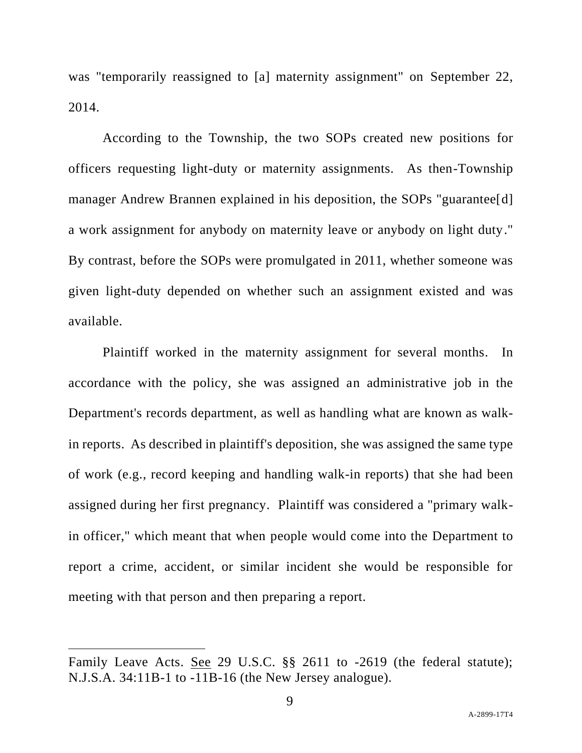was "temporarily reassigned to [a] maternity assignment" on September 22, 2014.

According to the Township, the two SOPs created new positions for officers requesting light-duty or maternity assignments. As then-Township manager Andrew Brannen explained in his deposition, the SOPs "guarantee[d] a work assignment for anybody on maternity leave or anybody on light duty." By contrast, before the SOPs were promulgated in 2011, whether someone was given light-duty depended on whether such an assignment existed and was available.

Plaintiff worked in the maternity assignment for several months. In accordance with the policy, she was assigned an administrative job in the Department's records department, as well as handling what are known as walk-in reports. As described in plaintiff's deposition, she was assigned the same type of work (e.g., record keeping and handling walk-in reports) that she had been assigned during her first pregnancy. Plaintiff was considered a "primary walk-in officer," which meant that when people would come into the Department to report a crime, accident, or similar incident she would be responsible for meeting with that person and then preparing a report.

---

Family Leave Acts. See 29 U.S.C. §§ 2611 to -2619 (the federal statute); N.J.S.A. 34:11B-1 to -11B-16 (the New Jersey analogue).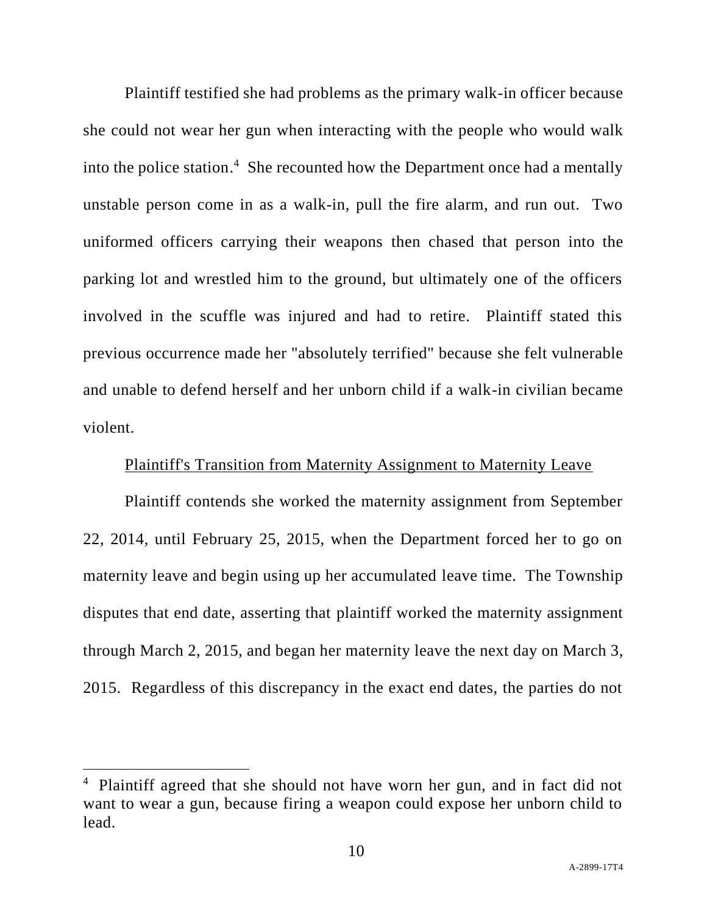Plaintiff testified she had problems as the primary walk-in officer because she could not wear her gun when interacting with the people who would walk into the police station.[4] She recounted how the Department once had a mentally unstable person come in as a walk-in, pull the fire alarm, and run out. Two uniformed officers carrying their weapons then chased that person into the parking lot and wrestled him to the ground, but ultimately one of the officers involved in the scuffle was injured and had to retire. Plaintiff stated this previous occurrence made her "absolutely terrified" because she felt vulnerable and unable to defend herself and her unborn child if a walk-in civilian became violent.

Plaintiff's Transition from Maternity Assignment to Maternity Leave

Plaintiff contends she worked the maternity assignment from September 22, 2014, until February 25, 2015, when the Department forced her to go on maternity leave and begin using up her accumulated leave time. The Township disputes that end date, asserting that plaintiff worked the maternity assignment through March 2, 2015, and began her maternity leave the next day on March 3, 2015. Regardless of this discrepancy in the exact end dates, the parties do not

[4] Plaintiff agreed that she should not have worn her gun, and in fact did not want to wear a gun, because firing a weapon could expose her unborn child to lead.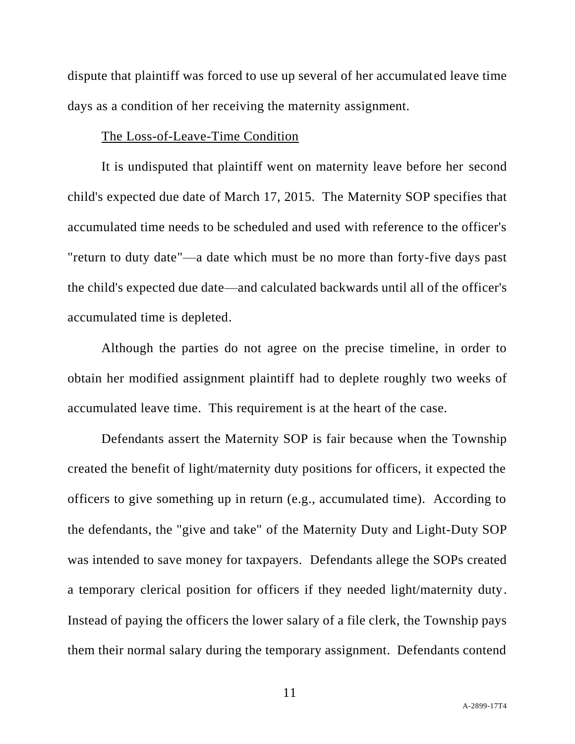dispute that plaintiff was forced to use up several of her accumulated leave time days as a condition of her receiving the maternity assignment.

<u>The Loss-of-Leave-Time Condition</u>

It is undisputed that plaintiff went on maternity leave before her second child's expected due date of March 17, 2015. The Maternity SOP specifies that accumulated time needs to be scheduled and used with reference to the officer's "return to duty date"—a date which must be no more than forty-five days past the child's expected due date—and calculated backwards until all of the officer's accumulated time is depleted.

Although the parties do not agree on the precise timeline, in order to obtain her modified assignment plaintiff had to deplete roughly two weeks of accumulated leave time. This requirement is at the heart of the case.

Defendants assert the Maternity SOP is fair because when the Township created the benefit of light/maternity duty positions for officers, it expected the officers to give something up in return (e.g., accumulated time). According to the defendants, the "give and take" of the Maternity Duty and Light-Duty SOP was intended to save money for taxpayers. Defendants allege the SOPs created a temporary clerical position for officers if they needed light/maternity duty. Instead of paying the officers the lower salary of a file clerk, the Township pays them their normal salary during the temporary assignment. Defendants contend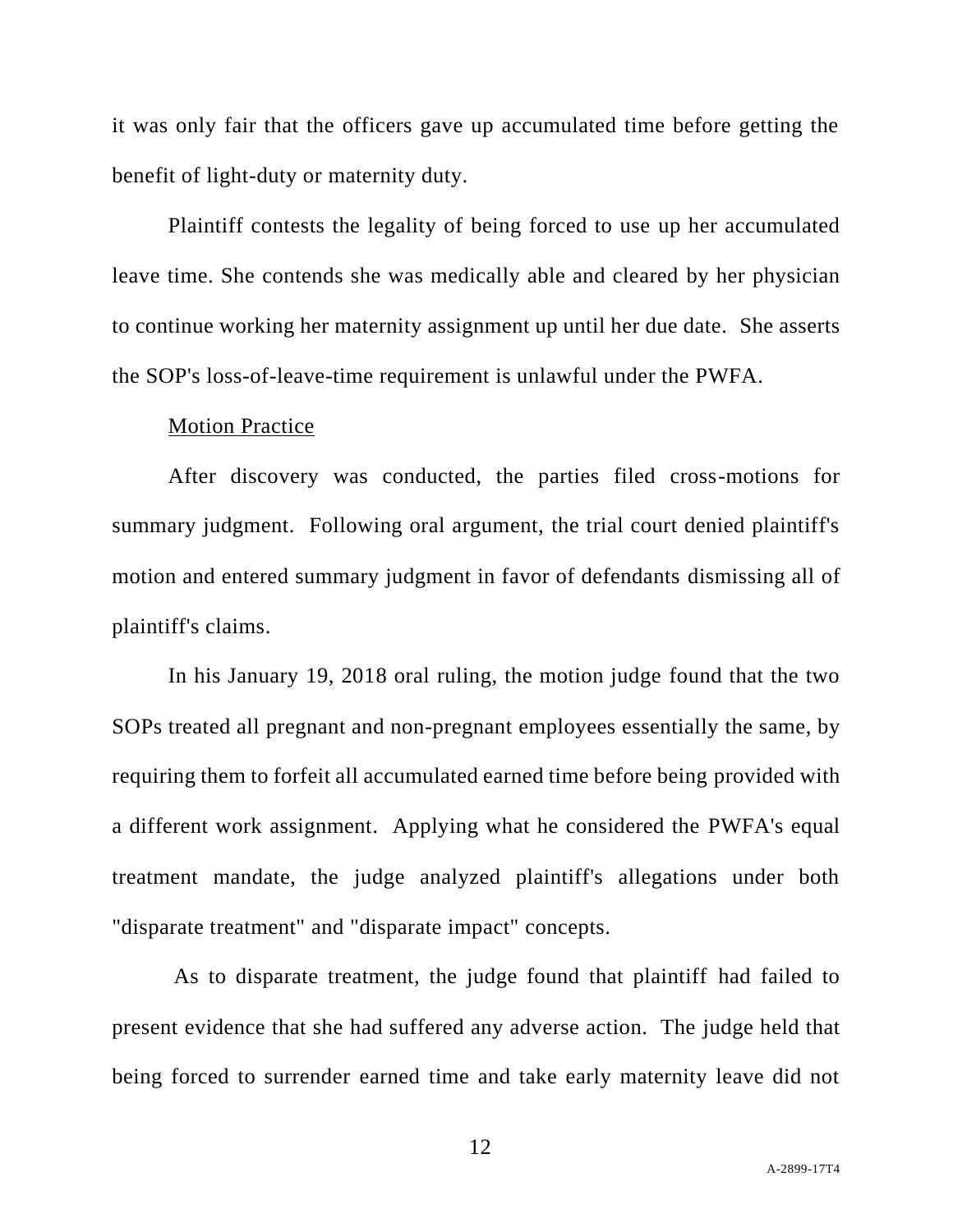it was only fair that the officers gave up accumulated time before getting the benefit of light-duty or maternity duty.

Plaintiff contests the legality of being forced to use up her accumulated leave time. She contends she was medically able and cleared by her physician to continue working her maternity assignment up until her due date. She asserts the SOP's loss-of-leave-time requirement is unlawful under the PWFA.

Motion Practice

After discovery was conducted, the parties filed cross-motions for summary judgment. Following oral argument, the trial court denied plaintiff's motion and entered summary judgment in favor of defendants dismissing all of plaintiff's claims.

In his January 19, 2018 oral ruling, the motion judge found that the two SOPs treated all pregnant and non-pregnant employees essentially the same, by requiring them to forfeit all accumulated earned time before being provided with a different work assignment. Applying what he considered the PWFA's equal treatment mandate, the judge analyzed plaintiff's allegations under both "disparate treatment" and "disparate impact" concepts.

As to disparate treatment, the judge found that plaintiff had failed to present evidence that she had suffered any adverse action. The judge held that being forced to surrender earned time and take early maternity leave did not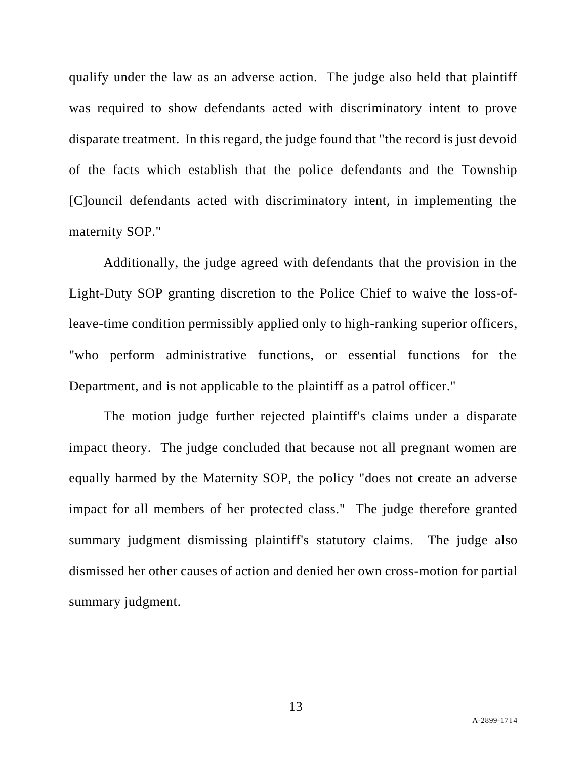qualify under the law as an adverse action. The judge also held that plaintiff was required to show defendants acted with discriminatory intent to prove disparate treatment. In this regard, the judge found that "the record is just devoid of the facts which establish that the police defendants and the Township [C]ouncil defendants acted with discriminatory intent, in implementing the maternity SOP."

Additionally, the judge agreed with defendants that the provision in the Light-Duty SOP granting discretion to the Police Chief to waive the loss-of-leave-time condition permissibly applied only to high-ranking superior officers, "who perform administrative functions, or essential functions for the Department, and is not applicable to the plaintiff as a patrol officer."

The motion judge further rejected plaintiff's claims under a disparate impact theory. The judge concluded that because not all pregnant women are equally harmed by the Maternity SOP, the policy "does not create an adverse impact for all members of her protected class." The judge therefore granted summary judgment dismissing plaintiff's statutory claims. The judge also dismissed her other causes of action and denied her own cross-motion for partial summary judgment.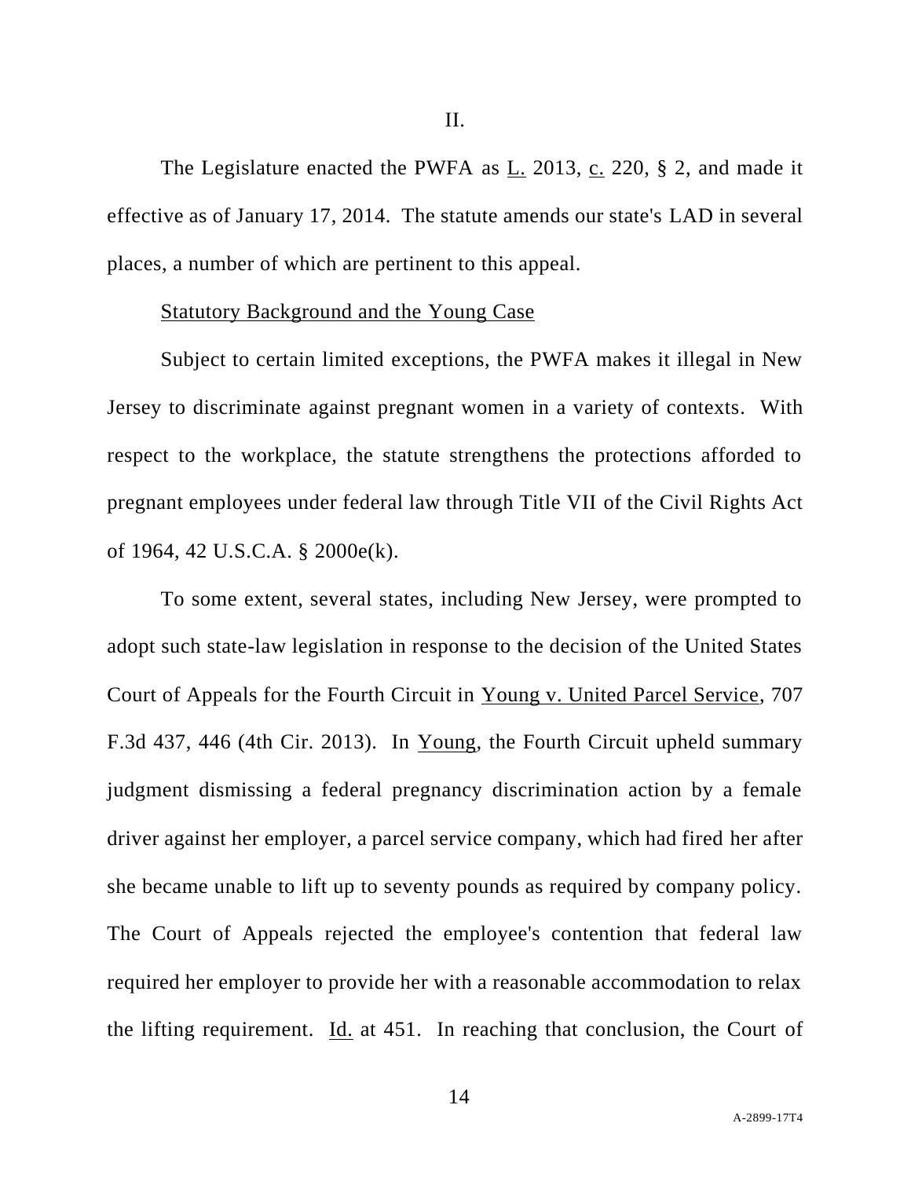II.

The Legislature enacted the PWFA as L. 2013, c. 220, § 2, and made it effective as of January 17, 2014. The statute amends our state's LAD in several places, a number of which are pertinent to this appeal.

Statutory Background and the Young Case

Subject to certain limited exceptions, the PWFA makes it illegal in New Jersey to discriminate against pregnant women in a variety of contexts. With respect to the workplace, the statute strengthens the protections afforded to pregnant employees under federal law through Title VII of the Civil Rights Act of 1964, 42 U.S.C.A. § 2000e(k).

To some extent, several states, including New Jersey, were prompted to adopt such state-law legislation in response to the decision of the United States Court of Appeals for the Fourth Circuit in Young v. United Parcel Service, 707 F.3d 437, 446 (4th Cir. 2013). In Young, the Fourth Circuit upheld summary judgment dismissing a federal pregnancy discrimination action by a female driver against her employer, a parcel service company, which had fired her after she became unable to lift up to seventy pounds as required by company policy. The Court of Appeals rejected the employee's contention that federal law required her employer to provide her with a reasonable accommodation to relax the lifting requirement. Id. at 451. In reaching that conclusion, the Court of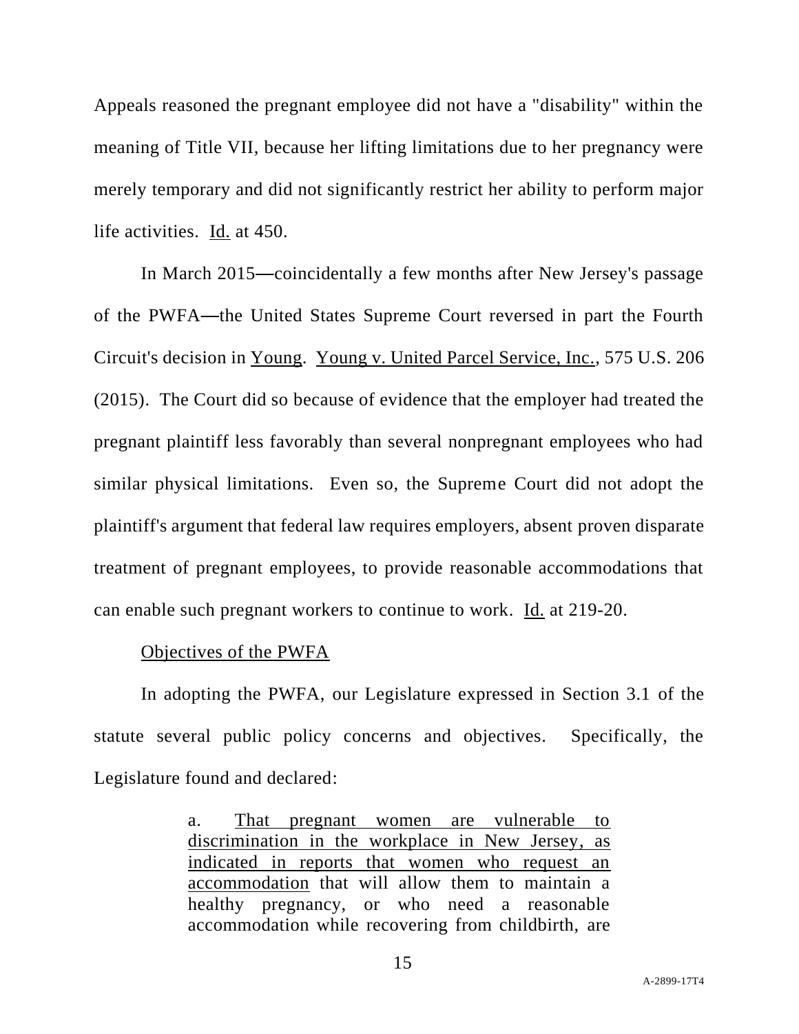Appeals reasoned the pregnant employee did not have a "disability" within the meaning of Title VII, because her lifting limitations due to her pregnancy were merely temporary and did not significantly restrict her ability to perform major life activities. Id. at 450.

In March 2015—coincidentally a few months after New Jersey's passage of the PWFA—the United States Supreme Court reversed in part the Fourth Circuit's decision in Young. Young v. United Parcel Service, Inc., 575 U.S. 206 (2015). The Court did so because of evidence that the employer had treated the pregnant plaintiff less favorably than several nonpregnant employees who had similar physical limitations. Even so, the Supreme Court did not adopt the plaintiff's argument that federal law requires employers, absent proven disparate treatment of pregnant employees, to provide reasonable accommodations that can enable such pregnant workers to continue to work. Id. at 219-20.

Objectives of the PWFA

In adopting the PWFA, our Legislature expressed in Section 3.1 of the statute several public policy concerns and objectives. Specifically, the Legislature found and declared:

> a. That pregnant women are vulnerable to discrimination in the workplace in New Jersey, as indicated in reports that women who request an accommodation that will allow them to maintain a healthy pregnancy, or who need a reasonable accommodation while recovering from childbirth, are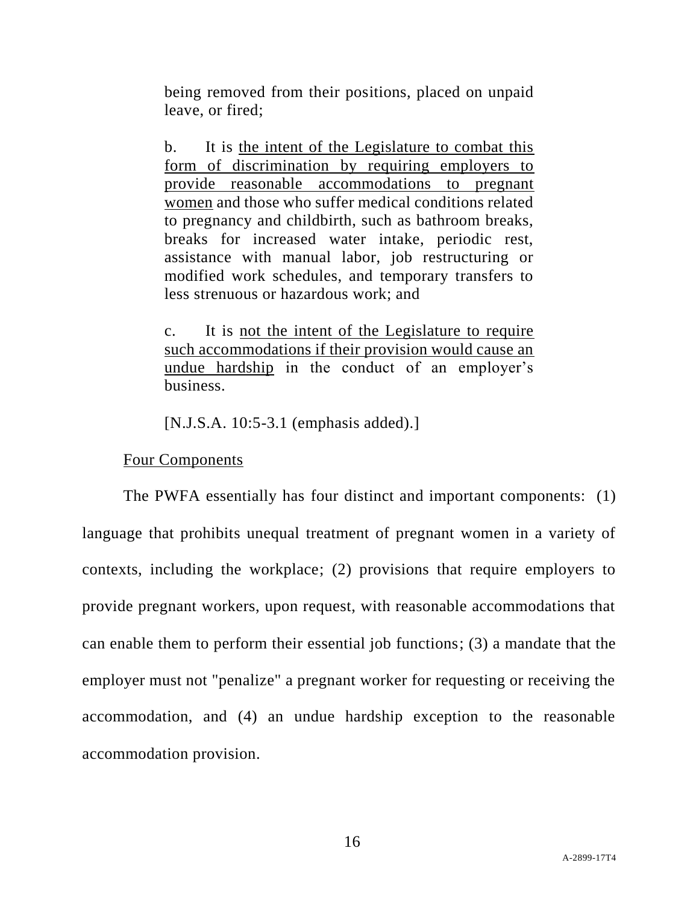> being removed from their positions, placed on unpaid leave, or fired;
>
> b. It is <u>the intent of the Legislature to combat this form of discrimination by requiring employers to provide reasonable accommodations to pregnant women</u> and those who suffer medical conditions related to pregnancy and childbirth, such as bathroom breaks, breaks for increased water intake, periodic rest, assistance with manual labor, job restructuring or modified work schedules, and temporary transfers to less strenuous or hazardous work; and
>
> c. It is <u>not the intent of the Legislature to require such accommodations if their provision would cause an undue hardship</u> in the conduct of an employer's business.
>
> [N.J.S.A. 10:5-3.1 (emphasis added).]

<u>Four Components</u>

The PWFA essentially has four distinct and important components: (1) language that prohibits unequal treatment of pregnant women in a variety of contexts, including the workplace; (2) provisions that require employers to provide pregnant workers, upon request, with reasonable accommodations that can enable them to perform their essential job functions; (3) a mandate that the employer must not "penalize" a pregnant worker for requesting or receiving the accommodation, and (4) an undue hardship exception to the reasonable accommodation provision.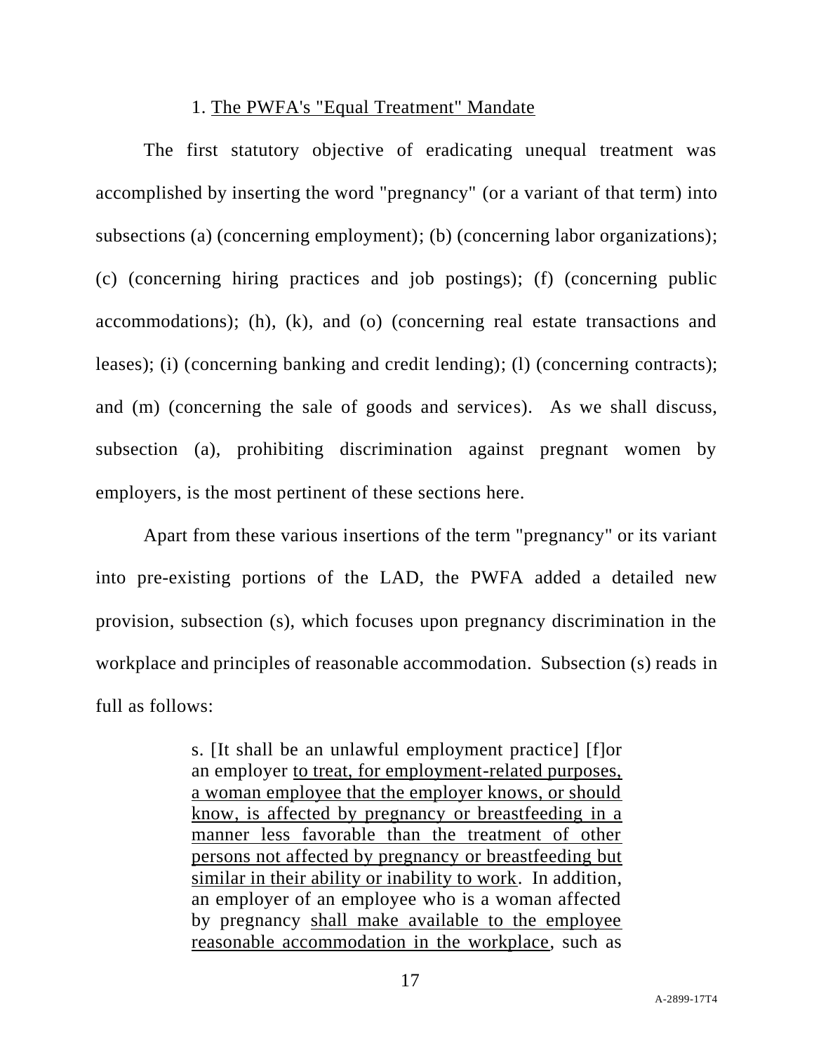1. <u>The PWFA's "Equal Treatment" Mandate</u>

The first statutory objective of eradicating unequal treatment was accomplished by inserting the word "pregnancy" (or a variant of that term) into subsections (a) (concerning employment); (b) (concerning labor organizations); (c) (concerning hiring practices and job postings); (f) (concerning public accommodations); (h), (k), and (o) (concerning real estate transactions and leases); (i) (concerning banking and credit lending); (l) (concerning contracts); and (m) (concerning the sale of goods and services). As we shall discuss, subsection (a), prohibiting discrimination against pregnant women by employers, is the most pertinent of these sections here.

Apart from these various insertions of the term "pregnancy" or its variant into pre-existing portions of the LAD, the PWFA added a detailed new provision, subsection (s), which focuses upon pregnancy discrimination in the workplace and principles of reasonable accommodation. Subsection (s) reads in full as follows:

> s. [It shall be an unlawful employment practice] [f]or an employer <u>to treat, for employment-related purposes, a woman employee that the employer knows, or should know, is affected by pregnancy or breastfeeding in a manner less favorable than the treatment of other persons not affected by pregnancy or breastfeeding but similar in their ability or inability to work</u>. In addition, an employer of an employee who is a woman affected by pregnancy <u>shall make available to the employee reasonable accommodation in the workplace</u>, such as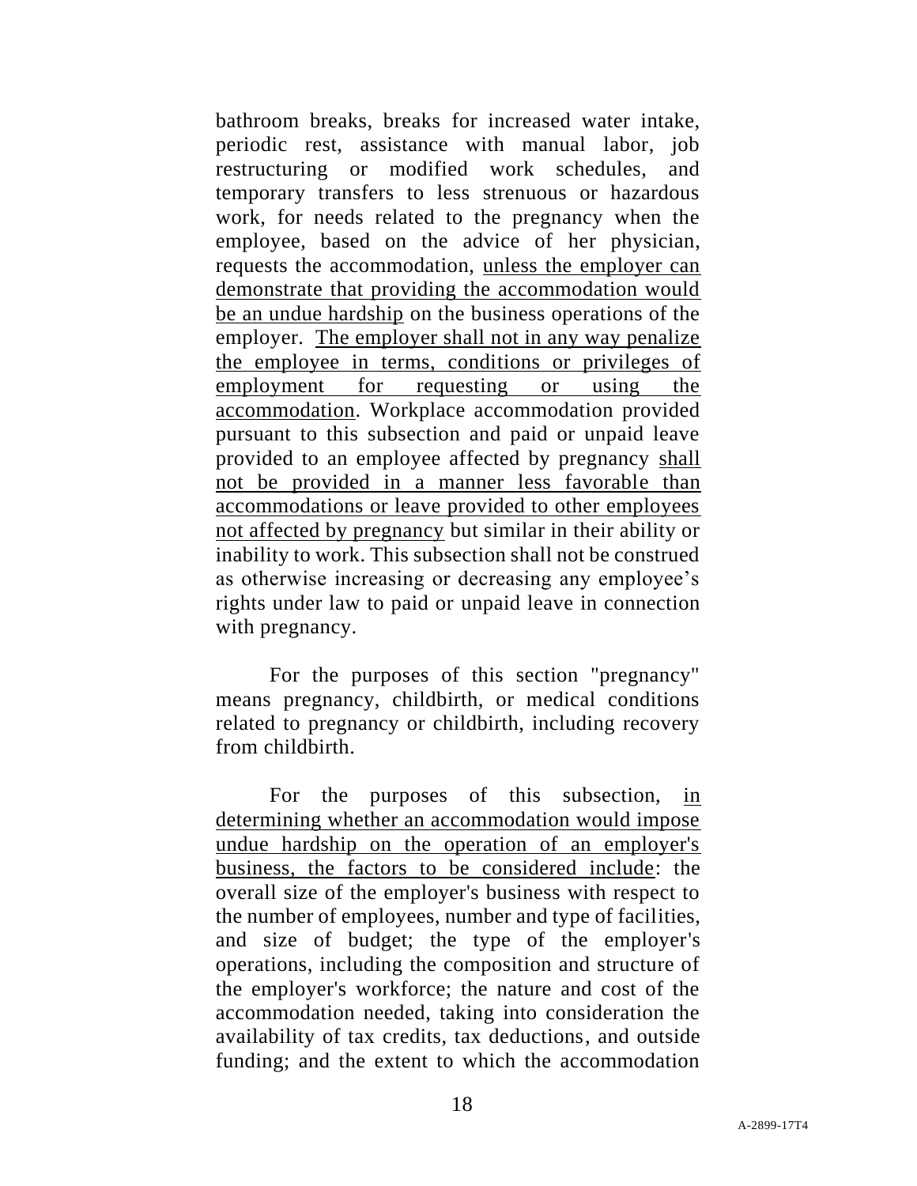bathroom breaks, breaks for increased water intake, periodic rest, assistance with manual labor, job restructuring or modified work schedules, and temporary transfers to less strenuous or hazardous work, for needs related to the pregnancy when the employee, based on the advice of her physician, requests the accommodation, <u>unless the employer can demonstrate that providing the accommodation would be an undue hardship</u> on the business operations of the employer. <u>The employer shall not in any way penalize the employee in terms, conditions or privileges of employment for requesting or using the accommodation</u>. Workplace accommodation provided pursuant to this subsection and paid or unpaid leave provided to an employee affected by pregnancy <u>shall not be provided in a manner less favorable than accommodations or leave provided to other employees not affected by pregnancy</u> but similar in their ability or inability to work. This subsection shall not be construed as otherwise increasing or decreasing any employee's rights under law to paid or unpaid leave in connection with pregnancy.

For the purposes of this section "pregnancy" means pregnancy, childbirth, or medical conditions related to pregnancy or childbirth, including recovery from childbirth.

For the purposes of this subsection, <u>in determining whether an accommodation would impose undue hardship on the operation of an employer's business, the factors to be considered include</u>: the overall size of the employer's business with respect to the number of employees, number and type of facilities, and size of budget; the type of the employer's operations, including the composition and structure of the employer's workforce; the nature and cost of the accommodation needed, taking into consideration the availability of tax credits, tax deductions, and outside funding; and the extent to which the accommodation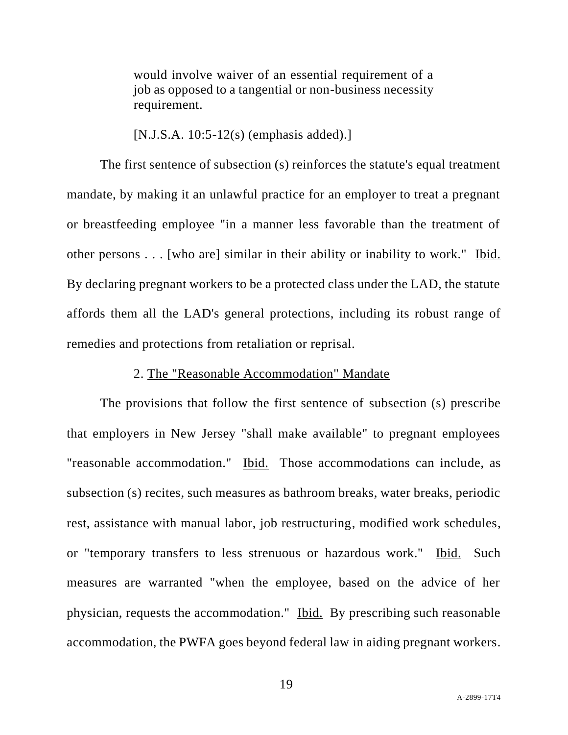> would involve waiver of an essential requirement of a job as opposed to a tangential or non-business necessity requirement.
>
> [N.J.S.A. 10:5-12(s) (emphasis added).]

The first sentence of subsection (s) reinforces the statute's equal treatment mandate, by making it an unlawful practice for an employer to treat a pregnant or breastfeeding employee "in a manner less favorable than the treatment of other persons . . . [who are] similar in their ability or inability to work." Ibid. By declaring pregnant workers to be a protected class under the LAD, the statute affords them all the LAD's general protections, including its robust range of remedies and protections from retaliation or reprisal.

2. The "Reasonable Accommodation" Mandate

The provisions that follow the first sentence of subsection (s) prescribe that employers in New Jersey "shall make available" to pregnant employees "reasonable accommodation." Ibid. Those accommodations can include, as subsection (s) recites, such measures as bathroom breaks, water breaks, periodic rest, assistance with manual labor, job restructuring, modified work schedules, or "temporary transfers to less strenuous or hazardous work." Ibid. Such measures are warranted "when the employee, based on the advice of her physician, requests the accommodation." Ibid. By prescribing such reasonable accommodation, the PWFA goes beyond federal law in aiding pregnant workers.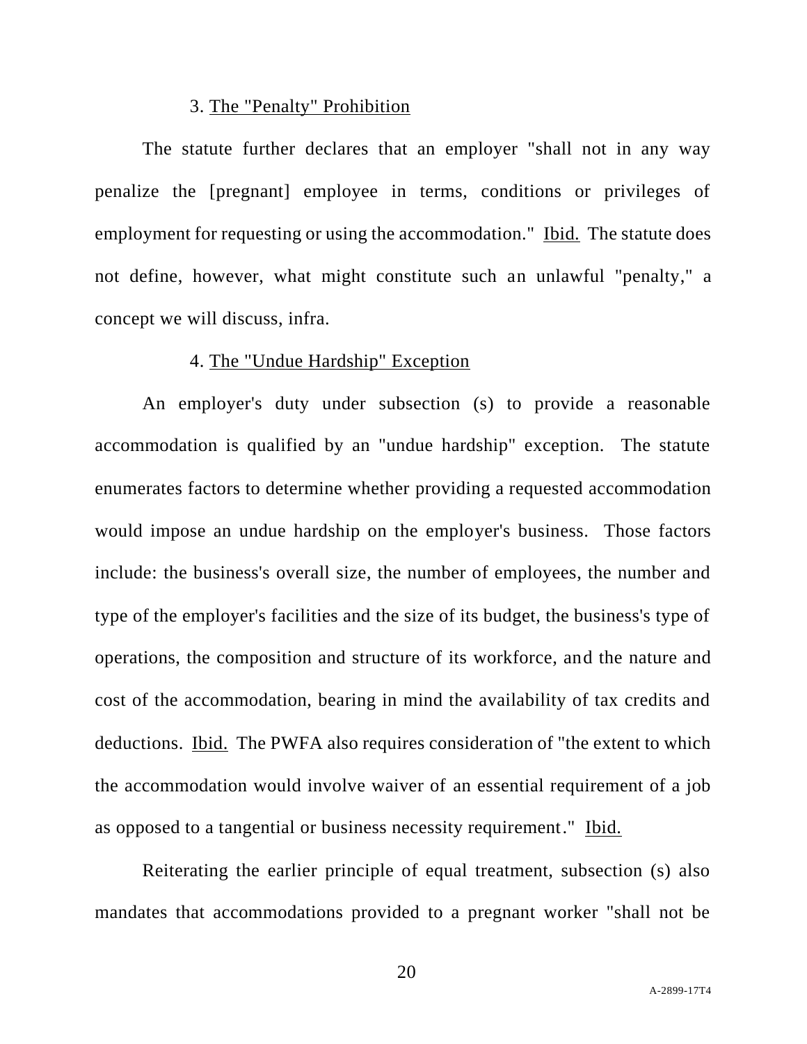### 3. The "Penalty" Prohibition

The statute further declares that an employer "shall not in any way penalize the [pregnant] employee in terms, conditions or privileges of employment for requesting or using the accommodation." Ibid. The statute does not define, however, what might constitute such an unlawful "penalty," a concept we will discuss, infra.

### 4. The "Undue Hardship" Exception

An employer's duty under subsection (s) to provide a reasonable accommodation is qualified by an "undue hardship" exception. The statute enumerates factors to determine whether providing a requested accommodation would impose an undue hardship on the employer's business. Those factors include: the business's overall size, the number of employees, the number and type of the employer's facilities and the size of its budget, the business's type of operations, the composition and structure of its workforce, and the nature and cost of the accommodation, bearing in mind the availability of tax credits and deductions. Ibid. The PWFA also requires consideration of "the extent to which the accommodation would involve waiver of an essential requirement of a job as opposed to a tangential or business necessity requirement." Ibid.

Reiterating the earlier principle of equal treatment, subsection (s) also mandates that accommodations provided to a pregnant worker "shall not be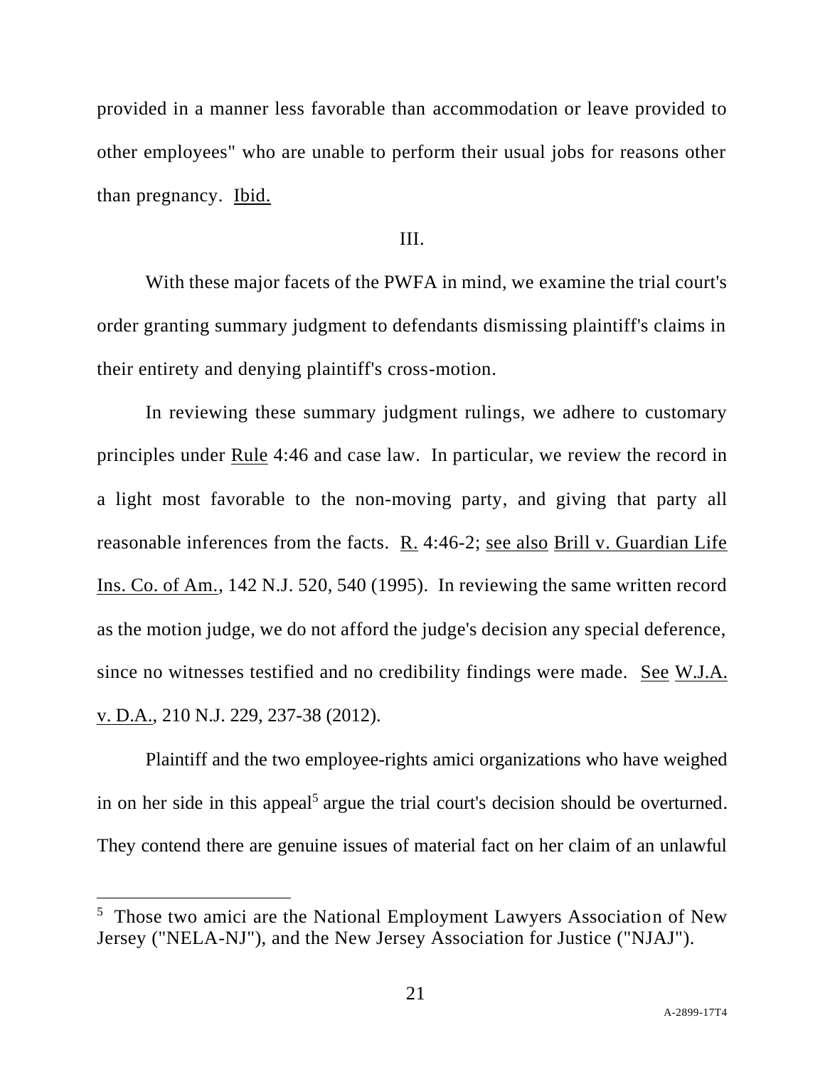provided in a manner less favorable than accommodation or leave provided to other employees" who are unable to perform their usual jobs for reasons other than pregnancy. Ibid.

III.

With these major facets of the PWFA in mind, we examine the trial court's order granting summary judgment to defendants dismissing plaintiff's claims in their entirety and denying plaintiff's cross-motion.

In reviewing these summary judgment rulings, we adhere to customary principles under Rule 4:46 and case law. In particular, we review the record in a light most favorable to the non-moving party, and giving that party all reasonable inferences from the facts. R. 4:46-2; see also Brill v. Guardian Life Ins. Co. of Am., 142 N.J. 520, 540 (1995). In reviewing the same written record as the motion judge, we do not afford the judge's decision any special deference, since no witnesses testified and no credibility findings were made. See W.J.A. v. D.A., 210 N.J. 229, 237-38 (2012).

Plaintiff and the two employee-rights amici organizations who have weighed in on her side in this appeal[5] argue the trial court's decision should be overturned. They contend there are genuine issues of material fact on her claim of an unlawful

---

[5] Those two amici are the National Employment Lawyers Association of New Jersey ("NELA-NJ"), and the New Jersey Association for Justice ("NJAJ").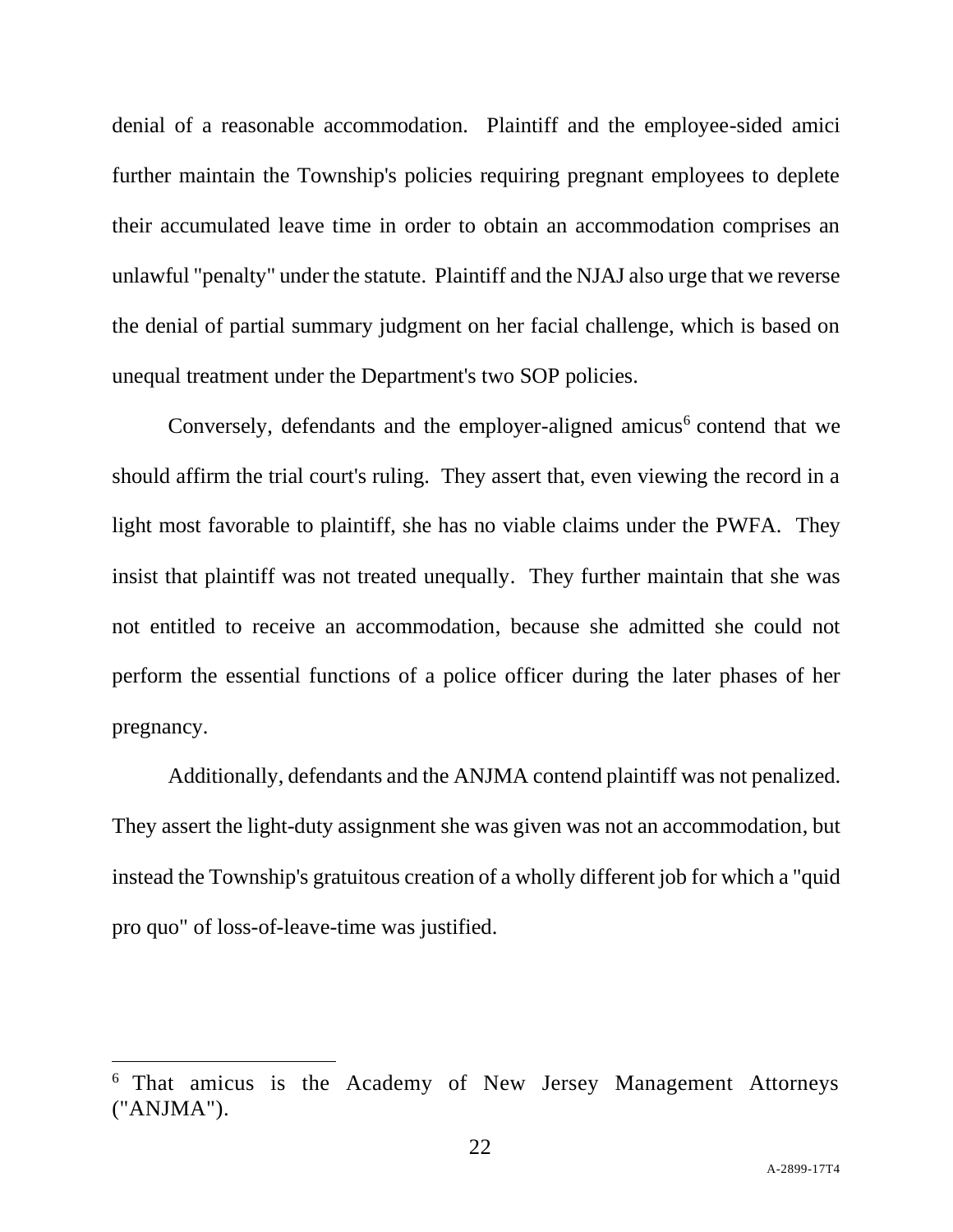denial of a reasonable accommodation. Plaintiff and the employee-sided amici further maintain the Township's policies requiring pregnant employees to deplete their accumulated leave time in order to obtain an accommodation comprises an unlawful "penalty" under the statute. Plaintiff and the NJAJ also urge that we reverse the denial of partial summary judgment on her facial challenge, which is based on unequal treatment under the Department's two SOP policies.

Conversely, defendants and the employer-aligned amicus[6] contend that we should affirm the trial court's ruling. They assert that, even viewing the record in a light most favorable to plaintiff, she has no viable claims under the PWFA. They insist that plaintiff was not treated unequally. They further maintain that she was not entitled to receive an accommodation, because she admitted she could not perform the essential functions of a police officer during the later phases of her pregnancy.

Additionally, defendants and the ANJMA contend plaintiff was not penalized. They assert the light-duty assignment she was given was not an accommodation, but instead the Township's gratuitous creation of a wholly different job for which a "quid pro quo" of loss-of-leave-time was justified.

[6] That amicus is the Academy of New Jersey Management Attorneys ("ANJMA").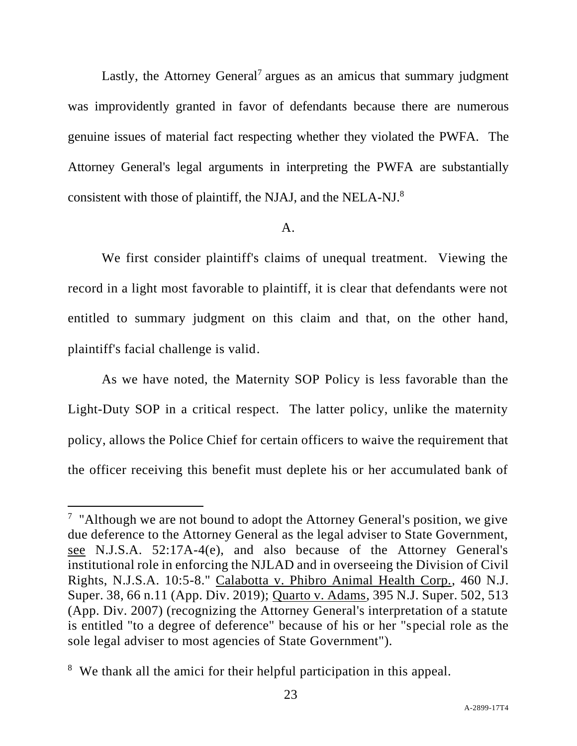Lastly, the Attorney General[7] argues as an amicus that summary judgment was improvidently granted in favor of defendants because there are numerous genuine issues of material fact respecting whether they violated the PWFA. The Attorney General's legal arguments in interpreting the PWFA are substantially consistent with those of plaintiff, the NJAJ, and the NELA-NJ.[8]

A.

We first consider plaintiff's claims of unequal treatment. Viewing the record in a light most favorable to plaintiff, it is clear that defendants were not entitled to summary judgment on this claim and that, on the other hand, plaintiff's facial challenge is valid.

As we have noted, the Maternity SOP Policy is less favorable than the Light-Duty SOP in a critical respect. The latter policy, unlike the maternity policy, allows the Police Chief for certain officers to waive the requirement that the officer receiving this benefit must deplete his or her accumulated bank of

---

[7] "Although we are not bound to adopt the Attorney General's position, we give due deference to the Attorney General as the legal adviser to State Government, see N.J.S.A. 52:17A-4(e), and also because of the Attorney General's institutional role in enforcing the NJLAD and in overseeing the Division of Civil Rights, N.J.S.A. 10:5-8." Calabotta v. Phibro Animal Health Corp., 460 N.J. Super. 38, 66 n.11 (App. Div. 2019); Quarto v. Adams, 395 N.J. Super. 502, 513 (App. Div. 2007) (recognizing the Attorney General's interpretation of a statute is entitled "to a degree of deference" because of his or her "special role as the sole legal adviser to most agencies of State Government").

[8] We thank all the amici for their helpful participation in this appeal.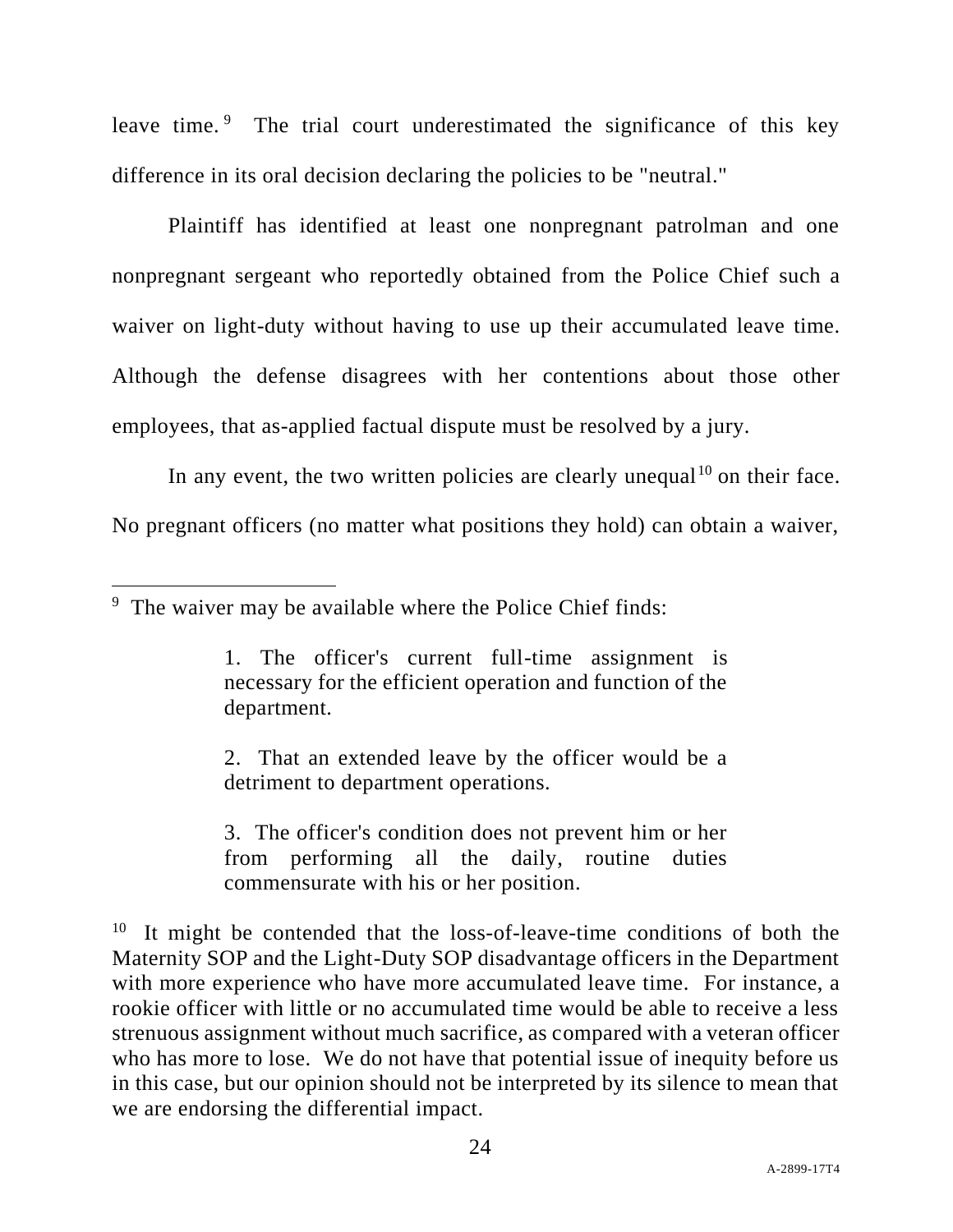leave time.[9] The trial court underestimated the significance of this key difference in its oral decision declaring the policies to be "neutral."

Plaintiff has identified at least one nonpregnant patrolman and one nonpregnant sergeant who reportedly obtained from the Police Chief such a waiver on light-duty without having to use up their accumulated leave time. Although the defense disagrees with her contentions about those other employees, that as-applied factual dispute must be resolved by a jury.

In any event, the two written policies are clearly unequal[10] on their face. No pregnant officers (no matter what positions they hold) can obtain a waiver,

---

[9] The waiver may be available where the Police Chief finds:

> 1. The officer's current full-time assignment is necessary for the efficient operation and function of the department.
>
> 2. That an extended leave by the officer would be a detriment to department operations.
>
> 3. The officer's condition does not prevent him or her from performing all the daily, routine duties commensurate with his or her position.

[10] It might be contended that the loss-of-leave-time conditions of both the Maternity SOP and the Light-Duty SOP disadvantage officers in the Department with more experience who have more accumulated leave time. For instance, a rookie officer with little or no accumulated time would be able to receive a less strenuous assignment without much sacrifice, as compared with a veteran officer who has more to lose. We do not have that potential issue of inequity before us in this case, but our opinion should not be interpreted by its silence to mean that we are endorsing the differential impact.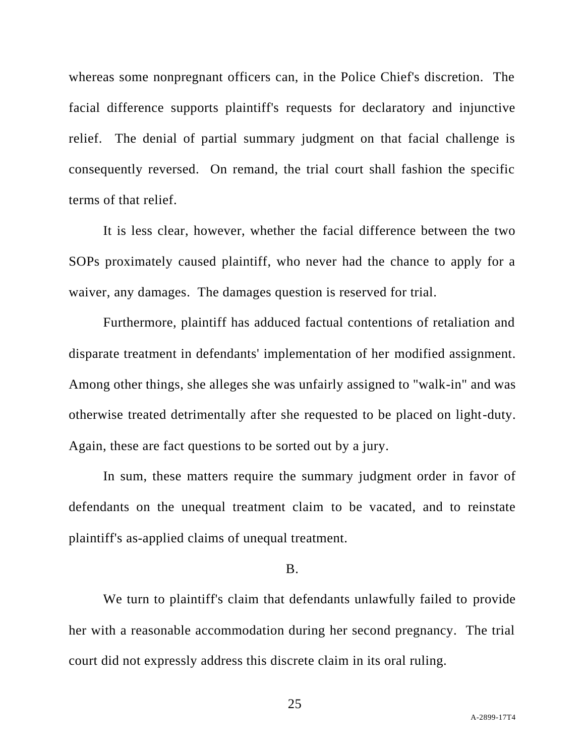whereas some nonpregnant officers can, in the Police Chief's discretion. The facial difference supports plaintiff's requests for declaratory and injunctive relief. The denial of partial summary judgment on that facial challenge is consequently reversed. On remand, the trial court shall fashion the specific terms of that relief.

It is less clear, however, whether the facial difference between the two SOPs proximately caused plaintiff, who never had the chance to apply for a waiver, any damages. The damages question is reserved for trial.

Furthermore, plaintiff has adduced factual contentions of retaliation and disparate treatment in defendants' implementation of her modified assignment. Among other things, she alleges she was unfairly assigned to "walk-in" and was otherwise treated detrimentally after she requested to be placed on light-duty. Again, these are fact questions to be sorted out by a jury.

In sum, these matters require the summary judgment order in favor of defendants on the unequal treatment claim to be vacated, and to reinstate plaintiff's as-applied claims of unequal treatment.

B.

We turn to plaintiff's claim that defendants unlawfully failed to provide her with a reasonable accommodation during her second pregnancy. The trial court did not expressly address this discrete claim in its oral ruling.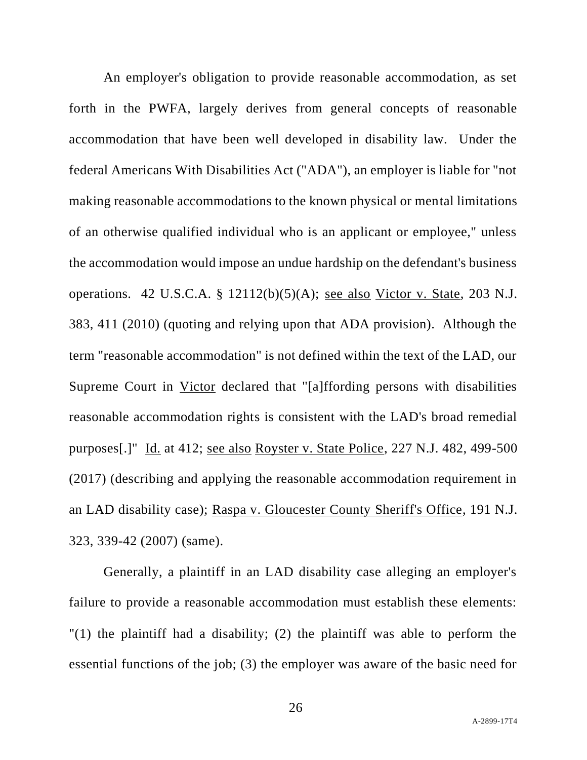An employer's obligation to provide reasonable accommodation, as set forth in the PWFA, largely derives from general concepts of reasonable accommodation that have been well developed in disability law. Under the federal Americans With Disabilities Act ("ADA"), an employer is liable for "not making reasonable accommodations to the known physical or mental limitations of an otherwise qualified individual who is an applicant or employee," unless the accommodation would impose an undue hardship on the defendant's business operations. 42 U.S.C.A. § 12112(b)(5)(A); see also Victor v. State, 203 N.J. 383, 411 (2010) (quoting and relying upon that ADA provision). Although the term "reasonable accommodation" is not defined within the text of the LAD, our Supreme Court in Victor declared that "[a]ffording persons with disabilities reasonable accommodation rights is consistent with the LAD's broad remedial purposes[.]" Id. at 412; see also Royster v. State Police, 227 N.J. 482, 499-500 (2017) (describing and applying the reasonable accommodation requirement in an LAD disability case); Raspa v. Gloucester County Sheriff's Office, 191 N.J. 323, 339-42 (2007) (same).

Generally, a plaintiff in an LAD disability case alleging an employer's failure to provide a reasonable accommodation must establish these elements: "(1) the plaintiff had a disability; (2) the plaintiff was able to perform the essential functions of the job; (3) the employer was aware of the basic need for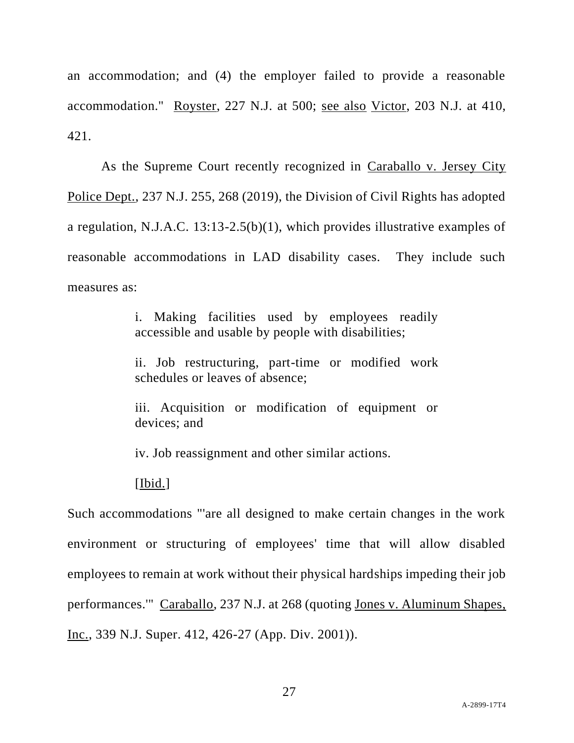an accommodation; and (4) the employer failed to provide a reasonable accommodation." Royster, 227 N.J. at 500; see also Victor, 203 N.J. at 410, 421.

As the Supreme Court recently recognized in Caraballo v. Jersey City Police Dept., 237 N.J. 255, 268 (2019), the Division of Civil Rights has adopted a regulation, N.J.A.C. 13:13-2.5(b)(1), which provides illustrative examples of reasonable accommodations in LAD disability cases. They include such measures as:

> i. Making facilities used by employees readily accessible and usable by people with disabilities;
>
> ii. Job restructuring, part-time or modified work schedules or leaves of absence;
>
> iii. Acquisition or modification of equipment or devices; and
>
> iv. Job reassignment and other similar actions.
>
> [Ibid.]

Such accommodations "'are all designed to make certain changes in the work environment or structuring of employees' time that will allow disabled employees to remain at work without their physical hardships impeding their job performances.'" Caraballo, 237 N.J. at 268 (quoting Jones v. Aluminum Shapes, Inc., 339 N.J. Super. 412, 426-27 (App. Div. 2001)).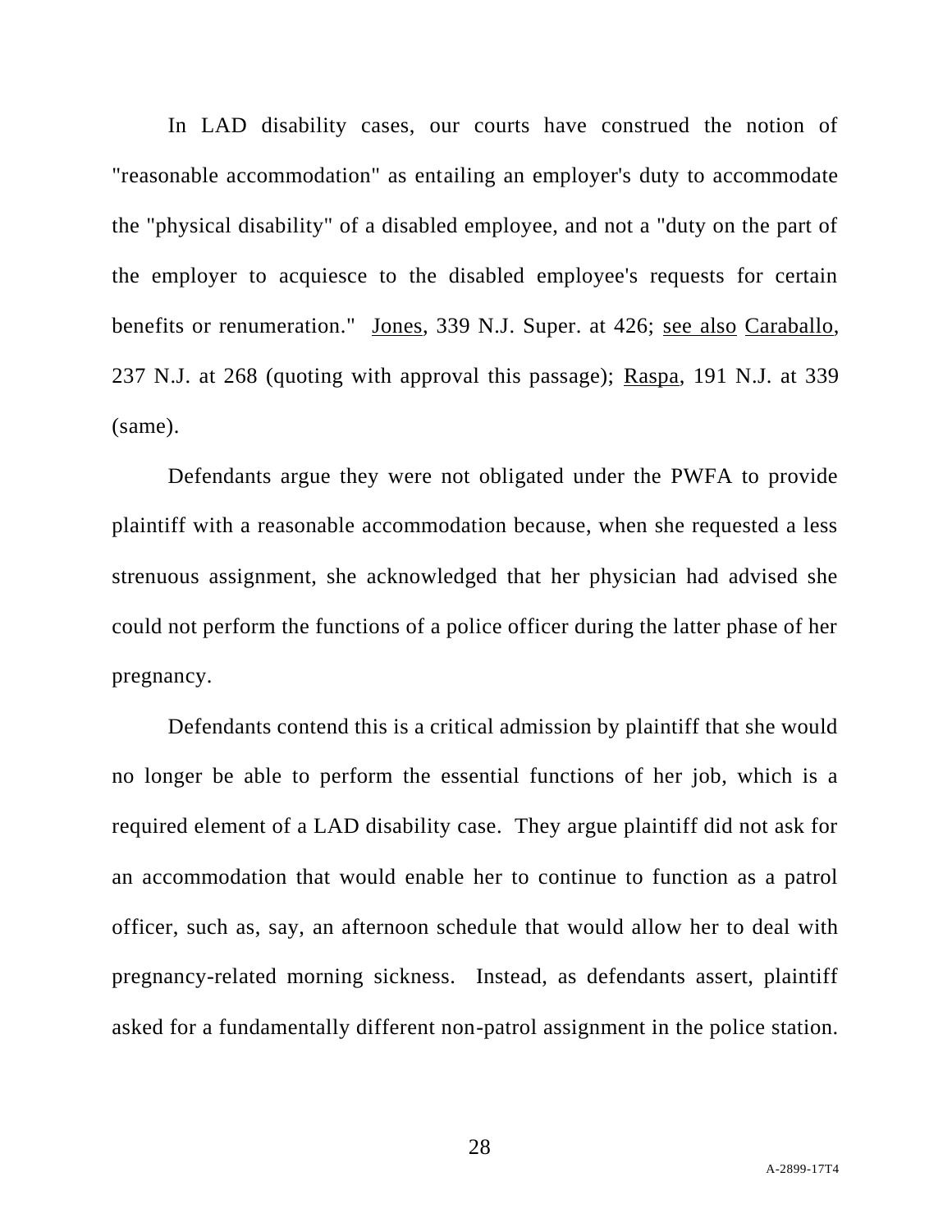In LAD disability cases, our courts have construed the notion of "reasonable accommodation" as entailing an employer's duty to accommodate the "physical disability" of a disabled employee, and not a "duty on the part of the employer to acquiesce to the disabled employee's requests for certain benefits or renumeration." Jones, 339 N.J. Super. at 426; see also Caraballo, 237 N.J. at 268 (quoting with approval this passage); Raspa, 191 N.J. at 339 (same).

Defendants argue they were not obligated under the PWFA to provide plaintiff with a reasonable accommodation because, when she requested a less strenuous assignment, she acknowledged that her physician had advised she could not perform the functions of a police officer during the latter phase of her pregnancy.

Defendants contend this is a critical admission by plaintiff that she would no longer be able to perform the essential functions of her job, which is a required element of a LAD disability case. They argue plaintiff did not ask for an accommodation that would enable her to continue to function as a patrol officer, such as, say, an afternoon schedule that would allow her to deal with pregnancy-related morning sickness. Instead, as defendants assert, plaintiff asked for a fundamentally different non-patrol assignment in the police station.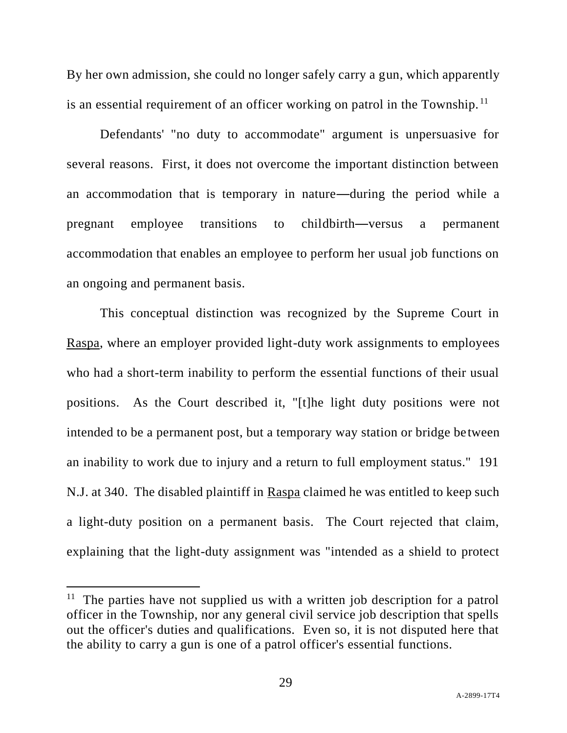By her own admission, she could no longer safely carry a gun, which apparently is an essential requirement of an officer working on patrol in the Township.[11]

Defendants' "no duty to accommodate" argument is unpersuasive for several reasons. First, it does not overcome the important distinction between an accommodation that is temporary in nature—during the period while a pregnant employee transitions to childbirth—versus a permanent accommodation that enables an employee to perform her usual job functions on an ongoing and permanent basis.

This conceptual distinction was recognized by the Supreme Court in Raspa, where an employer provided light-duty work assignments to employees who had a short-term inability to perform the essential functions of their usual positions. As the Court described it, "[t]he light duty positions were not intended to be a permanent post, but a temporary way station or bridge between an inability to work due to injury and a return to full employment status." 191 N.J. at 340. The disabled plaintiff in Raspa claimed he was entitled to keep such a light-duty position on a permanent basis. The Court rejected that claim, explaining that the light-duty assignment was "intended as a shield to protect

---

[11] The parties have not supplied us with a written job description for a patrol officer in the Township, nor any general civil service job description that spells out the officer's duties and qualifications. Even so, it is not disputed here that the ability to carry a gun is one of a patrol officer's essential functions.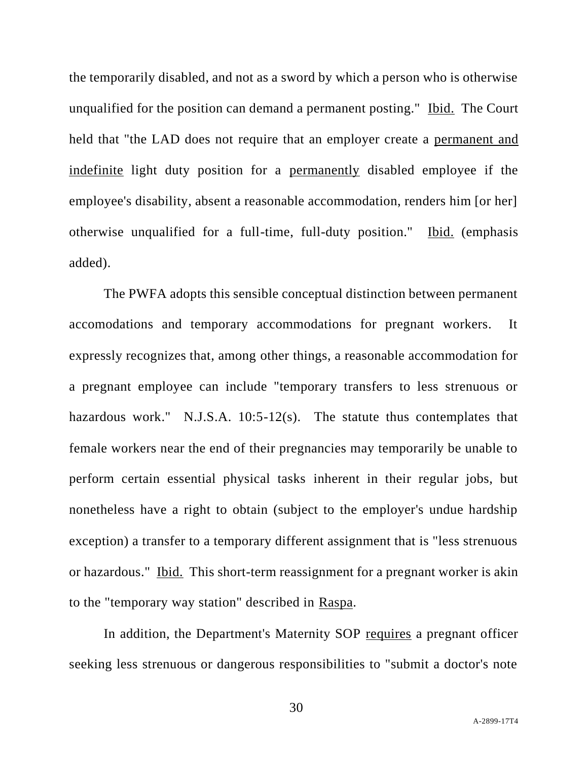the temporarily disabled, and not as a sword by which a person who is otherwise unqualified for the position can demand a permanent posting." Ibid. The Court held that "the LAD does not require that an employer create a permanent and indefinite light duty position for a permanently disabled employee if the employee's disability, absent a reasonable accommodation, renders him [or her] otherwise unqualified for a full-time, full-duty position." Ibid. (emphasis added).

The PWFA adopts this sensible conceptual distinction between permanent accomodations and temporary accommodations for pregnant workers. It expressly recognizes that, among other things, a reasonable accommodation for a pregnant employee can include "temporary transfers to less strenuous or hazardous work." N.J.S.A. 10:5-12(s). The statute thus contemplates that female workers near the end of their pregnancies may temporarily be unable to perform certain essential physical tasks inherent in their regular jobs, but nonetheless have a right to obtain (subject to the employer's undue hardship exception) a transfer to a temporary different assignment that is "less strenuous or hazardous." Ibid. This short-term reassignment for a pregnant worker is akin to the "temporary way station" described in Raspa.

In addition, the Department's Maternity SOP requires a pregnant officer seeking less strenuous or dangerous responsibilities to "submit a doctor's note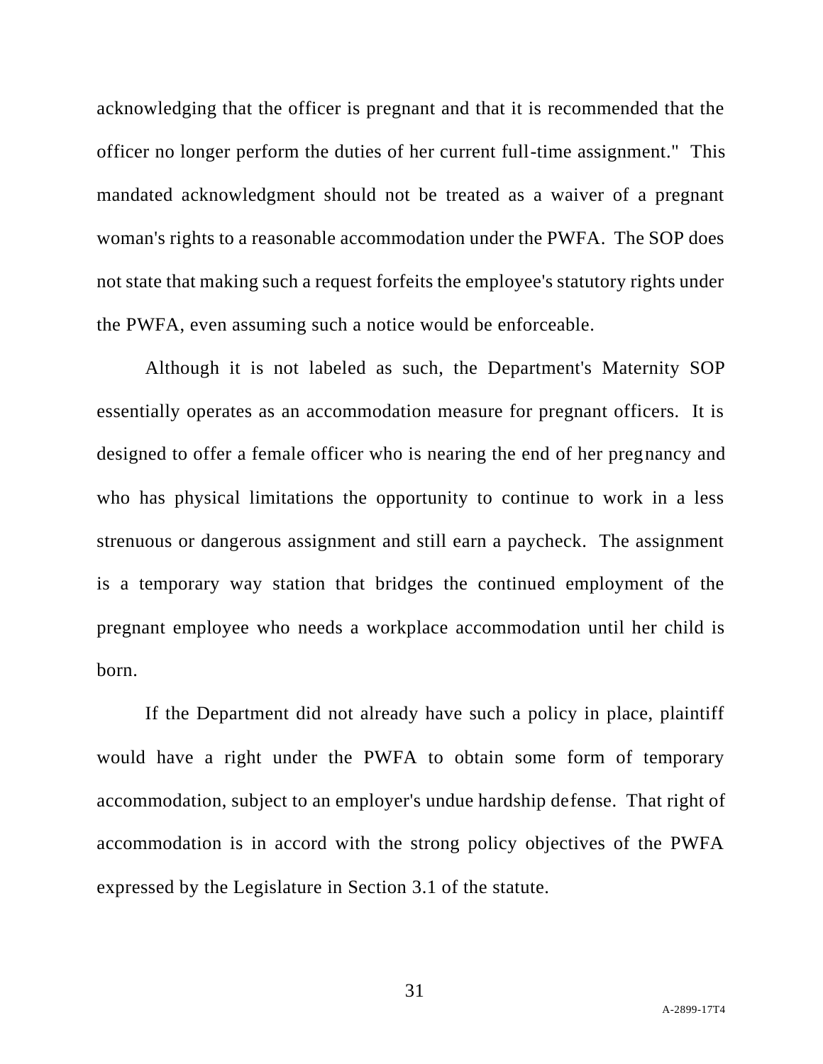acknowledging that the officer is pregnant and that it is recommended that the officer no longer perform the duties of her current full-time assignment." This mandated acknowledgment should not be treated as a waiver of a pregnant woman's rights to a reasonable accommodation under the PWFA. The SOP does not state that making such a request forfeits the employee's statutory rights under the PWFA, even assuming such a notice would be enforceable.

Although it is not labeled as such, the Department's Maternity SOP essentially operates as an accommodation measure for pregnant officers. It is designed to offer a female officer who is nearing the end of her pregnancy and who has physical limitations the opportunity to continue to work in a less strenuous or dangerous assignment and still earn a paycheck. The assignment is a temporary way station that bridges the continued employment of the pregnant employee who needs a workplace accommodation until her child is born.

If the Department did not already have such a policy in place, plaintiff would have a right under the PWFA to obtain some form of temporary accommodation, subject to an employer's undue hardship defense. That right of accommodation is in accord with the strong policy objectives of the PWFA expressed by the Legislature in Section 3.1 of the statute.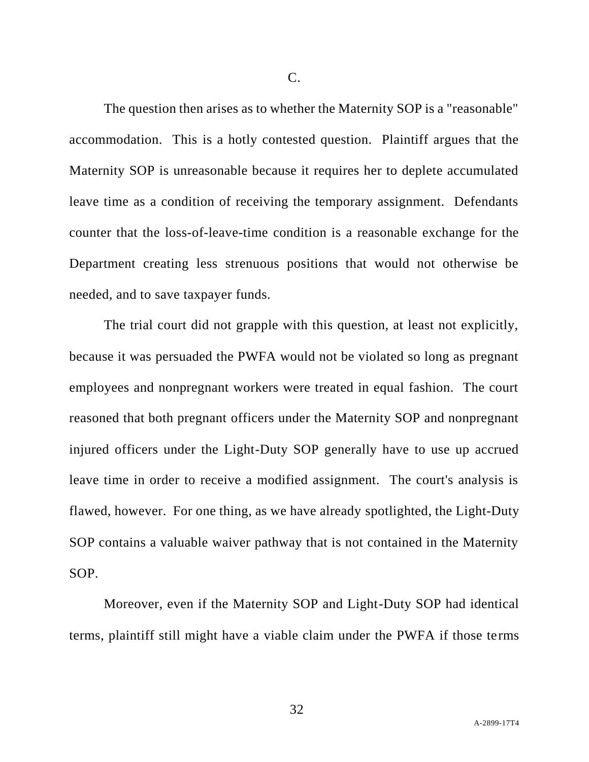C.

The question then arises as to whether the Maternity SOP is a "reasonable" accommodation. This is a hotly contested question. Plaintiff argues that the Maternity SOP is unreasonable because it requires her to deplete accumulated leave time as a condition of receiving the temporary assignment. Defendants counter that the loss-of-leave-time condition is a reasonable exchange for the Department creating less strenuous positions that would not otherwise be needed, and to save taxpayer funds.

The trial court did not grapple with this question, at least not explicitly, because it was persuaded the PWFA would not be violated so long as pregnant employees and nonpregnant workers were treated in equal fashion. The court reasoned that both pregnant officers under the Maternity SOP and nonpregnant injured officers under the Light-Duty SOP generally have to use up accrued leave time in order to receive a modified assignment. The court's analysis is flawed, however. For one thing, as we have already spotlighted, the Light-Duty SOP contains a valuable waiver pathway that is not contained in the Maternity SOP.

Moreover, even if the Maternity SOP and Light-Duty SOP had identical terms, plaintiff still might have a viable claim under the PWFA if those terms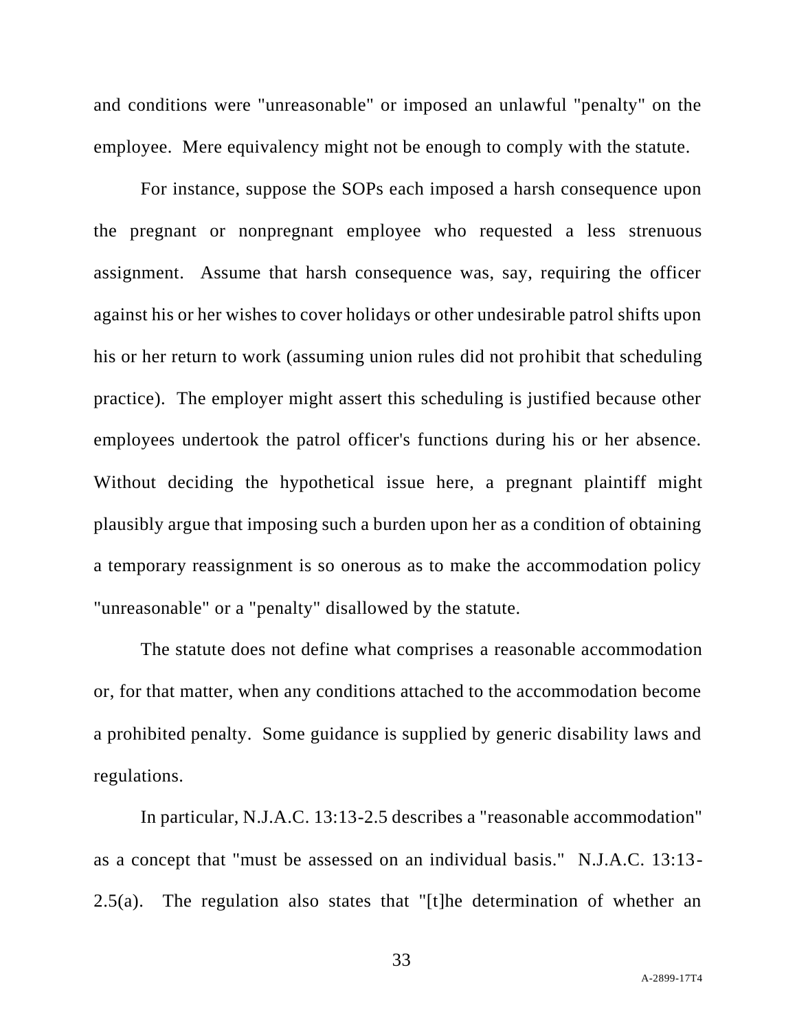and conditions were "unreasonable" or imposed an unlawful "penalty" on the employee. Mere equivalency might not be enough to comply with the statute.

For instance, suppose the SOPs each imposed a harsh consequence upon the pregnant or nonpregnant employee who requested a less strenuous assignment. Assume that harsh consequence was, say, requiring the officer against his or her wishes to cover holidays or other undesirable patrol shifts upon his or her return to work (assuming union rules did not prohibit that scheduling practice). The employer might assert this scheduling is justified because other employees undertook the patrol officer's functions during his or her absence. Without deciding the hypothetical issue here, a pregnant plaintiff might plausibly argue that imposing such a burden upon her as a condition of obtaining a temporary reassignment is so onerous as to make the accommodation policy "unreasonable" or a "penalty" disallowed by the statute.

The statute does not define what comprises a reasonable accommodation or, for that matter, when any conditions attached to the accommodation become a prohibited penalty. Some guidance is supplied by generic disability laws and regulations.

In particular, N.J.A.C. 13:13-2.5 describes a "reasonable accommodation" as a concept that "must be assessed on an individual basis." N.J.A.C. 13:13-2.5(a). The regulation also states that "[t]he determination of whether an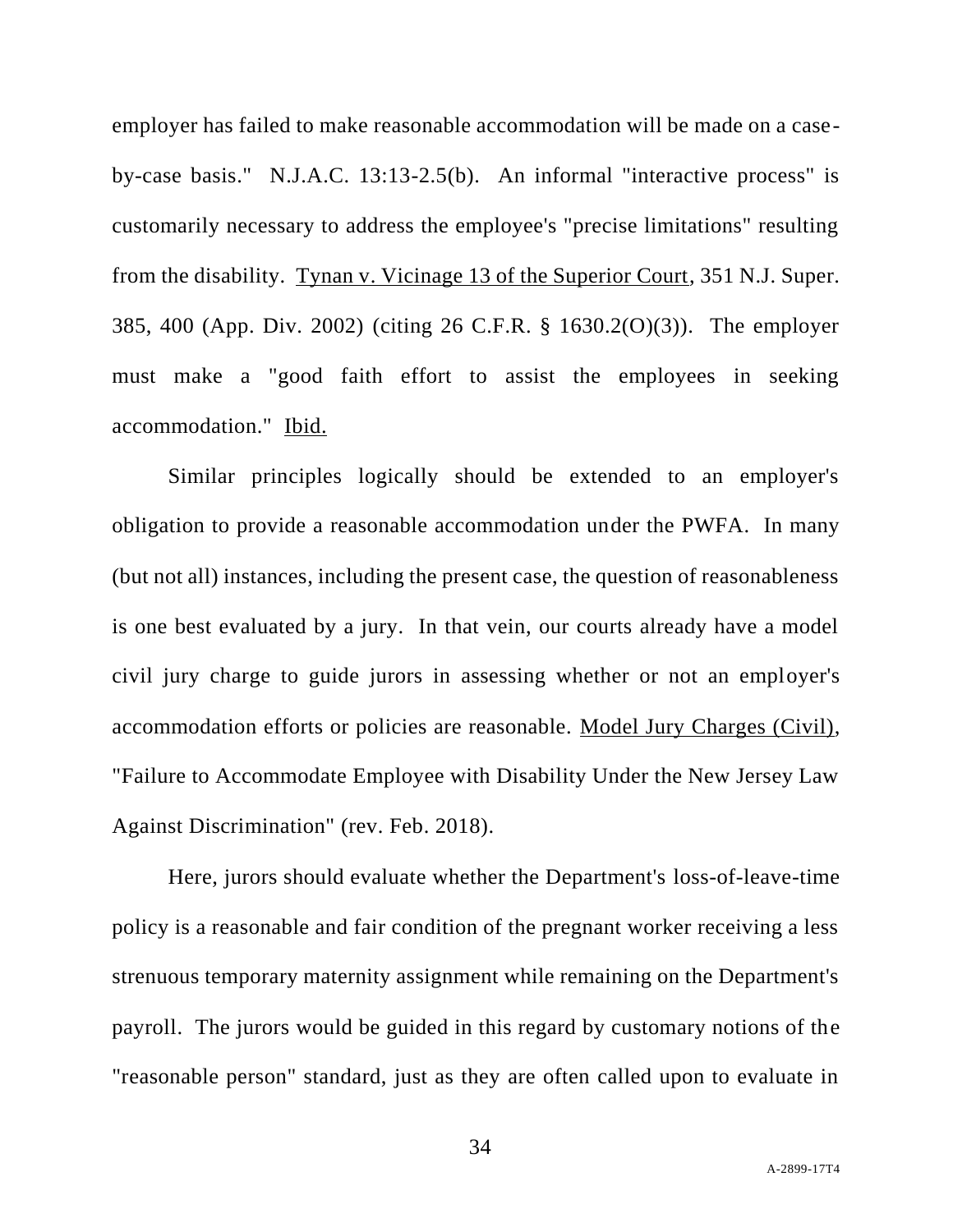employer has failed to make reasonable accommodation will be made on a case-by-case basis." N.J.A.C. 13:13-2.5(b). An informal "interactive process" is customarily necessary to address the employee's "precise limitations" resulting from the disability. Tynan v. Vicinage 13 of the Superior Court, 351 N.J. Super. 385, 400 (App. Div. 2002) (citing 26 C.F.R. § 1630.2(O)(3)). The employer must make a "good faith effort to assist the employees in seeking accommodation." Ibid.

Similar principles logically should be extended to an employer's obligation to provide a reasonable accommodation under the PWFA. In many (but not all) instances, including the present case, the question of reasonableness is one best evaluated by a jury. In that vein, our courts already have a model civil jury charge to guide jurors in assessing whether or not an employer's accommodation efforts or policies are reasonable. Model Jury Charges (Civil), "Failure to Accommodate Employee with Disability Under the New Jersey Law Against Discrimination" (rev. Feb. 2018).

Here, jurors should evaluate whether the Department's loss-of-leave-time policy is a reasonable and fair condition of the pregnant worker receiving a less strenuous temporary maternity assignment while remaining on the Department's payroll. The jurors would be guided in this regard by customary notions of the "reasonable person" standard, just as they are often called upon to evaluate in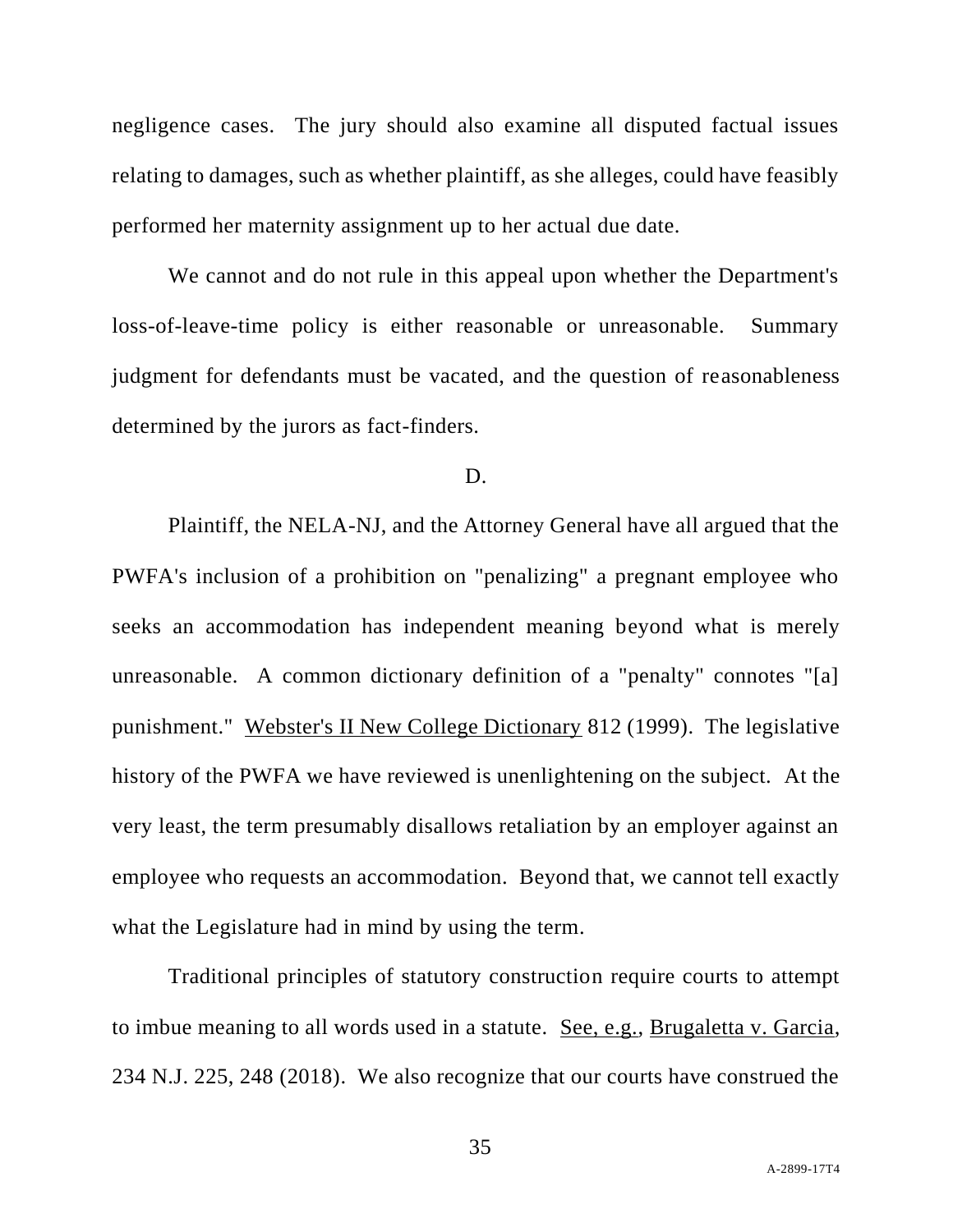negligence cases. The jury should also examine all disputed factual issues relating to damages, such as whether plaintiff, as she alleges, could have feasibly performed her maternity assignment up to her actual due date.

We cannot and do not rule in this appeal upon whether the Department's loss-of-leave-time policy is either reasonable or unreasonable. Summary judgment for defendants must be vacated, and the question of reasonableness determined by the jurors as fact-finders.

D.

Plaintiff, the NELA-NJ, and the Attorney General have all argued that the PWFA's inclusion of a prohibition on "penalizing" a pregnant employee who seeks an accommodation has independent meaning beyond what is merely unreasonable. A common dictionary definition of a "penalty" connotes "[a] punishment." Webster's II New College Dictionary 812 (1999). The legislative history of the PWFA we have reviewed is unenlightening on the subject. At the very least, the term presumably disallows retaliation by an employer against an employee who requests an accommodation. Beyond that, we cannot tell exactly what the Legislature had in mind by using the term.

Traditional principles of statutory construction require courts to attempt to imbue meaning to all words used in a statute. See, e.g., Brugaletta v. Garcia, 234 N.J. 225, 248 (2018). We also recognize that our courts have construed the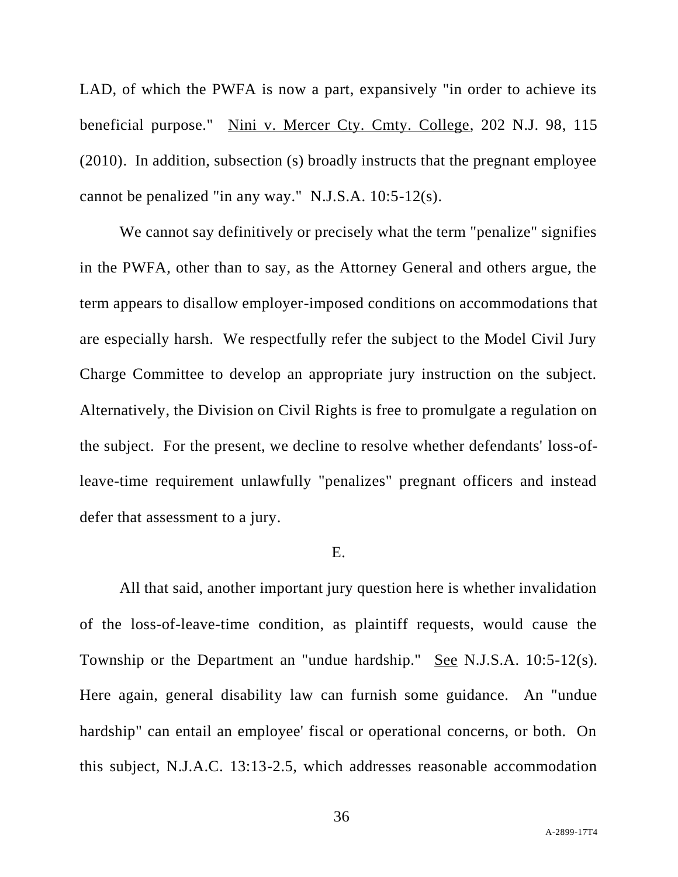LAD, of which the PWFA is now a part, expansively "in order to achieve its beneficial purpose." Nini v. Mercer Cty. Cmty. College, 202 N.J. 98, 115 (2010). In addition, subsection (s) broadly instructs that the pregnant employee cannot be penalized "in any way." N.J.S.A. 10:5-12(s).

We cannot say definitively or precisely what the term "penalize" signifies in the PWFA, other than to say, as the Attorney General and others argue, the term appears to disallow employer-imposed conditions on accommodations that are especially harsh. We respectfully refer the subject to the Model Civil Jury Charge Committee to develop an appropriate jury instruction on the subject. Alternatively, the Division on Civil Rights is free to promulgate a regulation on the subject. For the present, we decline to resolve whether defendants' loss-of-leave-time requirement unlawfully "penalizes" pregnant officers and instead defer that assessment to a jury.

E.

All that said, another important jury question here is whether invalidation of the loss-of-leave-time condition, as plaintiff requests, would cause the Township or the Department an "undue hardship." See N.J.S.A. 10:5-12(s). Here again, general disability law can furnish some guidance. An "undue hardship" can entail an employee' fiscal or operational concerns, or both. On this subject, N.J.A.C. 13:13-2.5, which addresses reasonable accommodation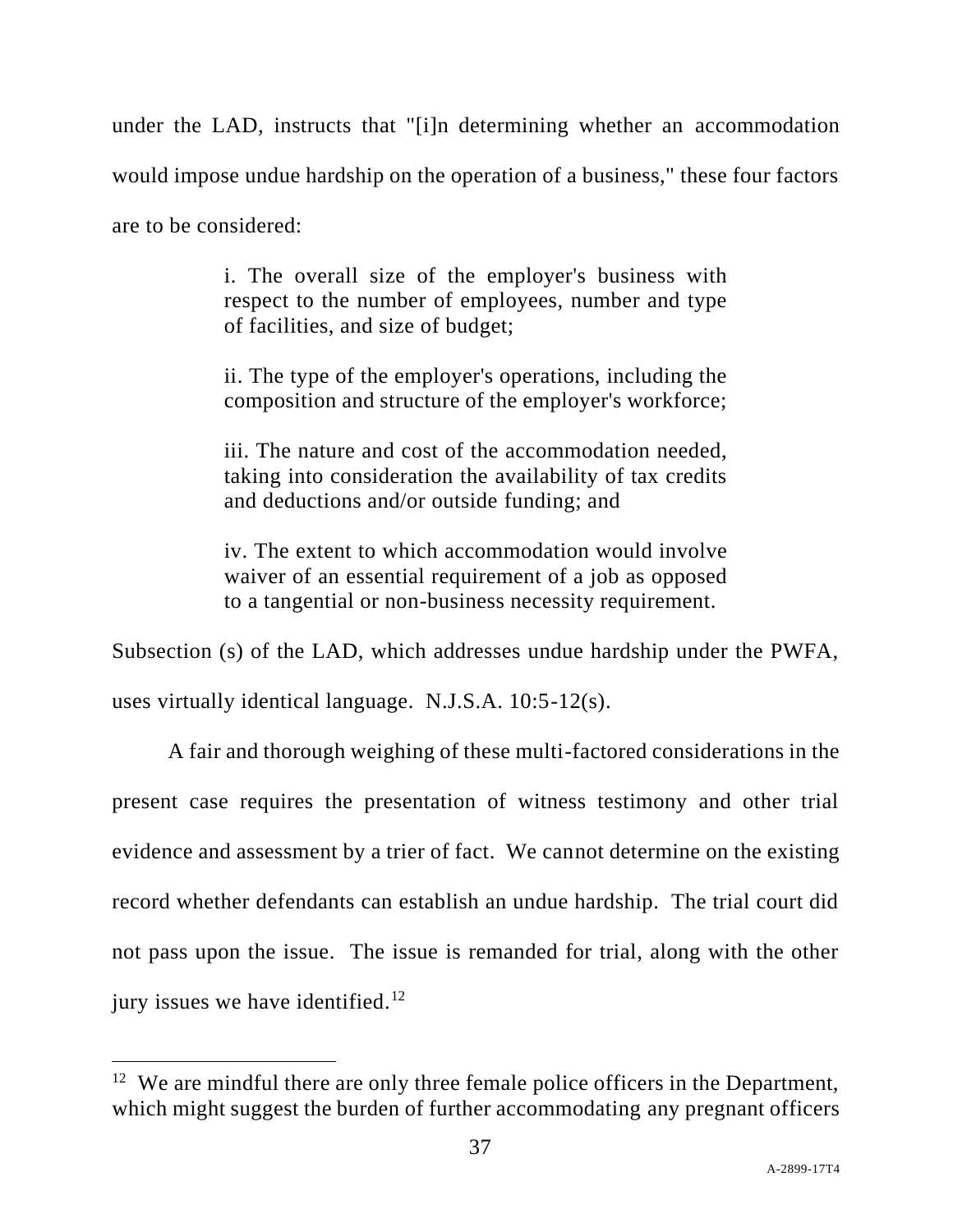under the LAD, instructs that "[i]n determining whether an accommodation would impose undue hardship on the operation of a business," these four factors are to be considered:

> i. The overall size of the employer's business with respect to the number of employees, number and type of facilities, and size of budget;
>
> ii. The type of the employer's operations, including the composition and structure of the employer's workforce;
>
> iii. The nature and cost of the accommodation needed, taking into consideration the availability of tax credits and deductions and/or outside funding; and
>
> iv. The extent to which accommodation would involve waiver of an essential requirement of a job as opposed to a tangential or non-business necessity requirement.

Subsection (s) of the LAD, which addresses undue hardship under the PWFA, uses virtually identical language. N.J.S.A. 10:5-12(s).

A fair and thorough weighing of these multi-factored considerations in the present case requires the presentation of witness testimony and other trial evidence and assessment by a trier of fact. We cannot determine on the existing record whether defendants can establish an undue hardship. The trial court did not pass upon the issue. The issue is remanded for trial, along with the other jury issues we have identified.[12]

---

[12] We are mindful there are only three female police officers in the Department, which might suggest the burden of further accommodating any pregnant officers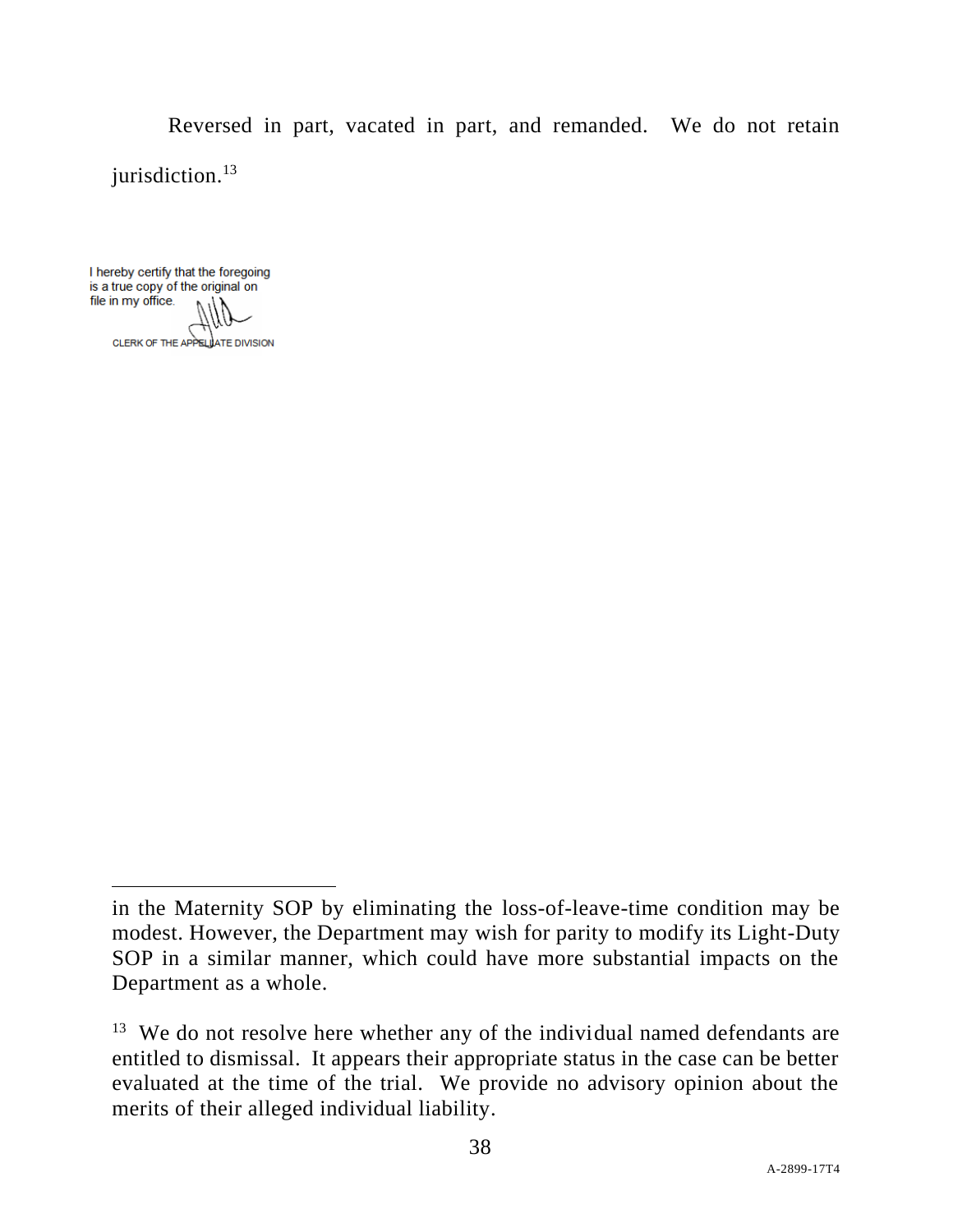Reversed in part, vacated in part, and remanded. We do not retain jurisdiction.[13]

I hereby certify that the foregoing is a true copy of the original on file in my office.

CLERK OF THE APPELLATE DIVISION

---

in the Maternity SOP by eliminating the loss-of-leave-time condition may be modest. However, the Department may wish for parity to modify its Light-Duty SOP in a similar manner, which could have more substantial impacts on the Department as a whole.

[13] We do not resolve here whether any of the individual named defendants are entitled to dismissal. It appears their appropriate status in the case can be better evaluated at the time of the trial. We provide no advisory opinion about the merits of their alleged individual liability.